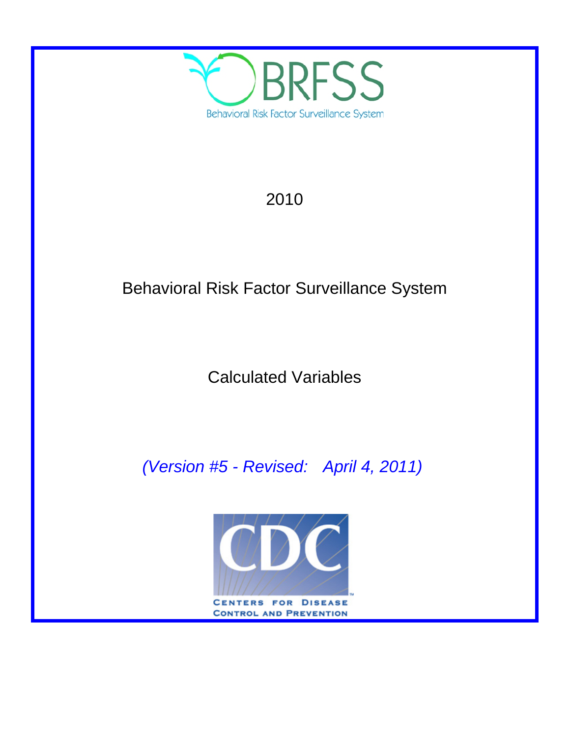BRFSS

Behavioral Risk Factor Surveillance System

2010

# Behavioral Risk Factor Surveillance System

## Calculated Variables

*(Version #5 - Revised: April 4, 2011)*

CDC

CENTERS FOR DISEASE CONTROL AND PREVENTION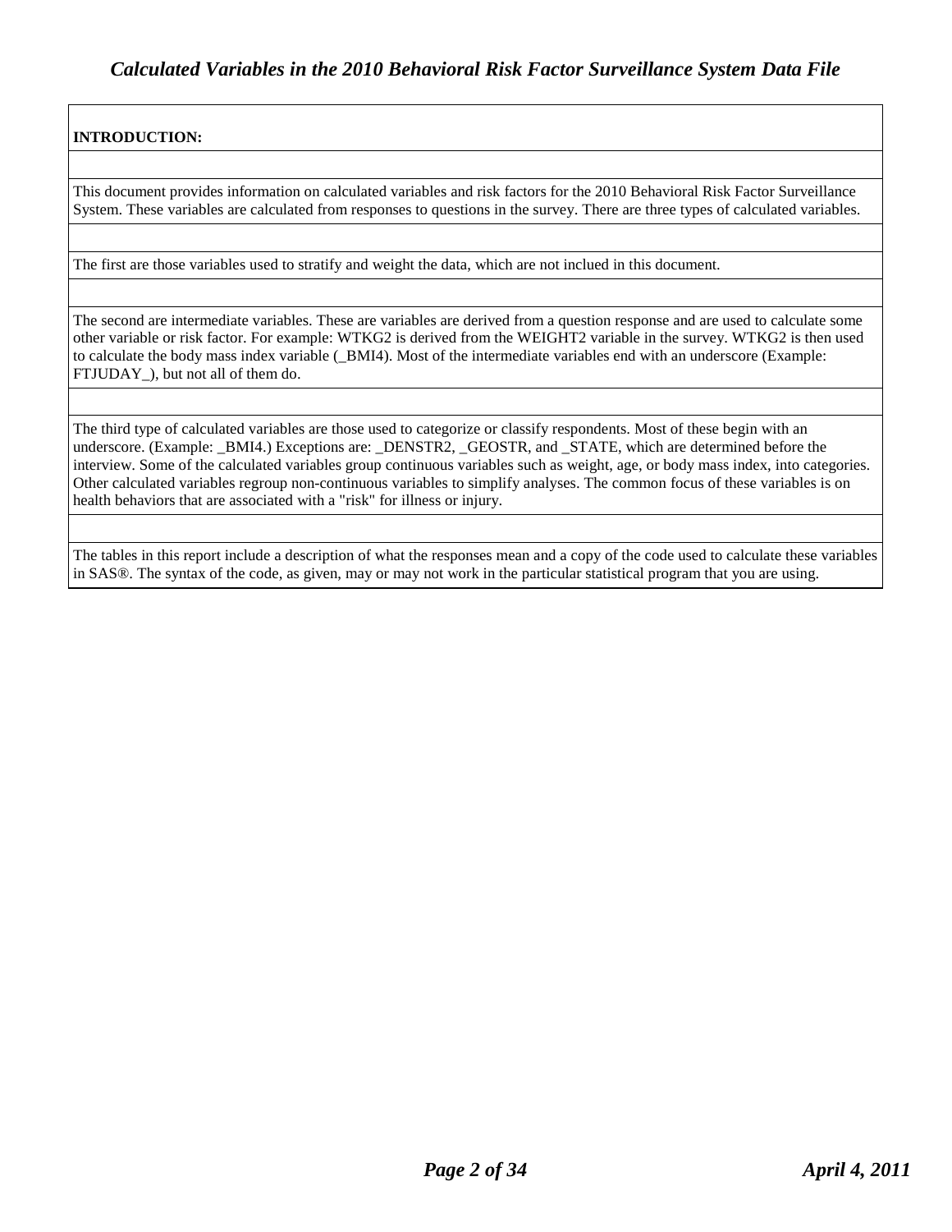**INTRODUCTION:**

This document provides information on calculated variables and risk factors for the 2010 Behavioral Risk Factor Surveillance System. These variables are calculated from responses to questions in the survey. There are three types of calculated variables.

The first are those variables used to stratify and weight the data, which are not inclued in this document.

The second are intermediate variables. These are variables are derived from a question response and are used to calculate some other variable or risk factor. For example: WTKG2 is derived from the WEIGHT2 variable in the survey. WTKG2 is then used to calculate the body mass index variable (_BMI4). Most of the intermediate variables end with an underscore (Example: FTJUDAY_), but not all of them do.

The third type of calculated variables are those used to categorize or classify respondents. Most of these begin with an underscore. (Example: _BMI4.) Exceptions are: _DENSTR2, _GEOSTR, and _STATE, which are determined before the interview. Some of the calculated variables group continuous variables such as weight, age, or body mass index, into categories. Other calculated variables regroup non-continuous variables to simplify analyses. The common focus of these variables is on health behaviors that are associated with a "risk" for illness or injury.

The tables in this report include a description of what the responses mean and a copy of the code used to calculate these variables in SAS®. The syntax of the code, as given, may or may not work in the particular statistical program that you are using.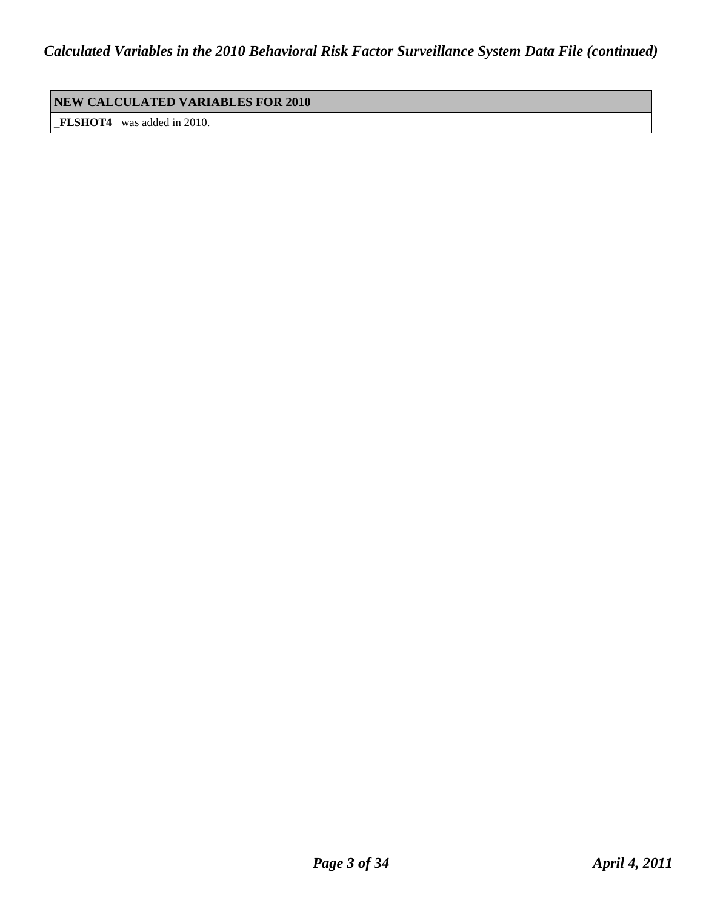| NEW CALCULATED VARIABLES FOR 2010 |
| --- |
| **_FLSHOT4** was added in 2010. |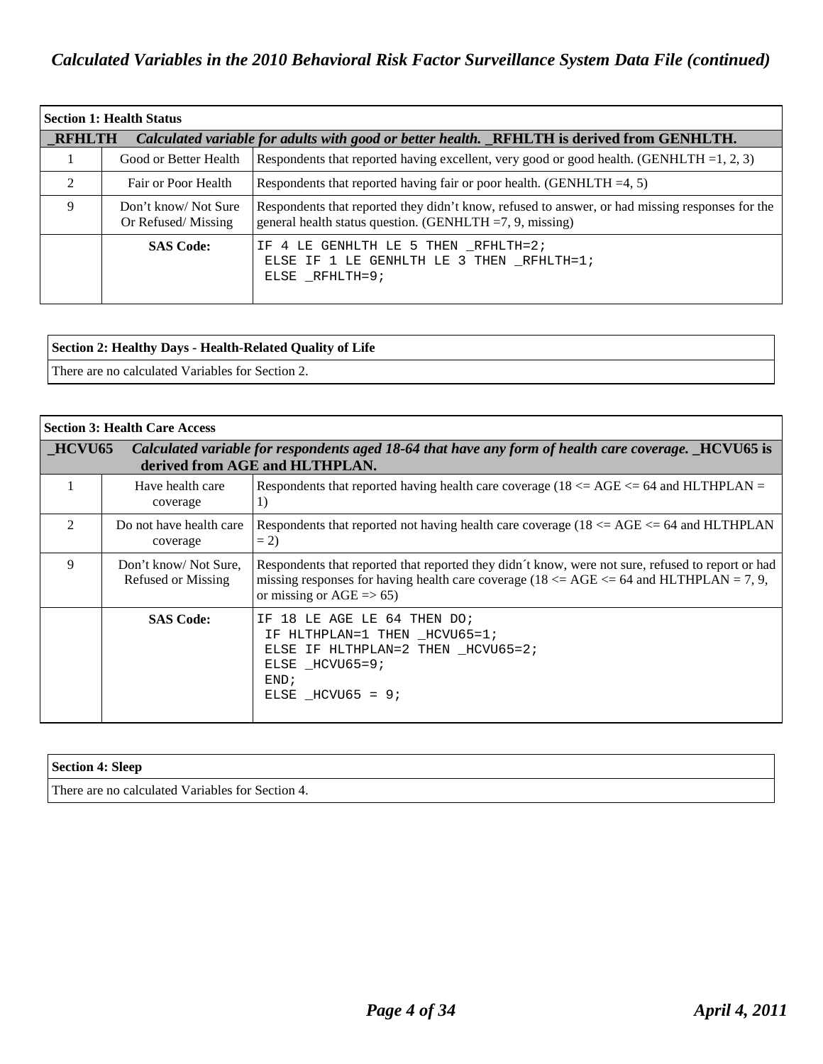## Calculated Variables in the 2010 Behavioral Risk Factor Surveillance System Data File (continued)

| **Section 1: Health Status** | | |
|---|---|---|
| **_RFHLTH** | ***Calculated variable for adults with good or better health.* _RFHLTH is derived from GENHLTH.** | |
| 1 | Good or Better Health | Respondents that reported having excellent, very good or good health. (GENHLTH =1, 2, 3) |
| 2 | Fair or Poor Health | Respondents that reported having fair or poor health. (GENHLTH =4, 5) |
| 9 | Don't know/ Not Sure Or Refused/ Missing | Respondents that reported they didn't know, refused to answer, or had missing responses for the general health status question. (GENHLTH =7, 9, missing) |
| | **SAS Code:** | `IF 4 LE GENHLTH LE 5 THEN _RFHLTH=2; ELSE IF 1 LE GENHLTH LE 3 THEN _RFHLTH=1; ELSE _RFHLTH=9;` |

| **Section 2: Healthy Days - Health-Related Quality of Life** |
|---|
| There are no calculated Variables for Section 2. |

| **Section 3: Health Care Access** | | |
|---|---|---|
| **_HCVU65** | ***Calculated variable for respondents aged 18-64 that have any form of health care coverage.* _HCVU65 is derived from AGE and HLTHPLAN.** | |
| 1 | Have health care coverage | Respondents that reported having health care coverage (18 <= AGE <= 64 and HLTHPLAN = 1) |
| 2 | Do not have health care coverage | Respondents that reported not having health care coverage (18 <= AGE <= 64 and HLTHPLAN = 2) |
| 9 | Don't know/ Not Sure, Refused or Missing | Respondents that reported that reported they didn´t know, were not sure, refused to report or had missing responses for having health care coverage (18 <= AGE <= 64 and HLTHPLAN = 7, 9, or missing or AGE => 65) |
| | **SAS Code:** | `IF 18 LE AGE LE 64 THEN DO; IF HLTHPLAN=1 THEN _HCVU65=1; ELSE IF HLTHPLAN=2 THEN _HCVU65=2; ELSE _HCVU65=9; END; ELSE _HCVU65 = 9;` |

| **Section 4: Sleep** |
|---|
| There are no calculated Variables for Section 4. |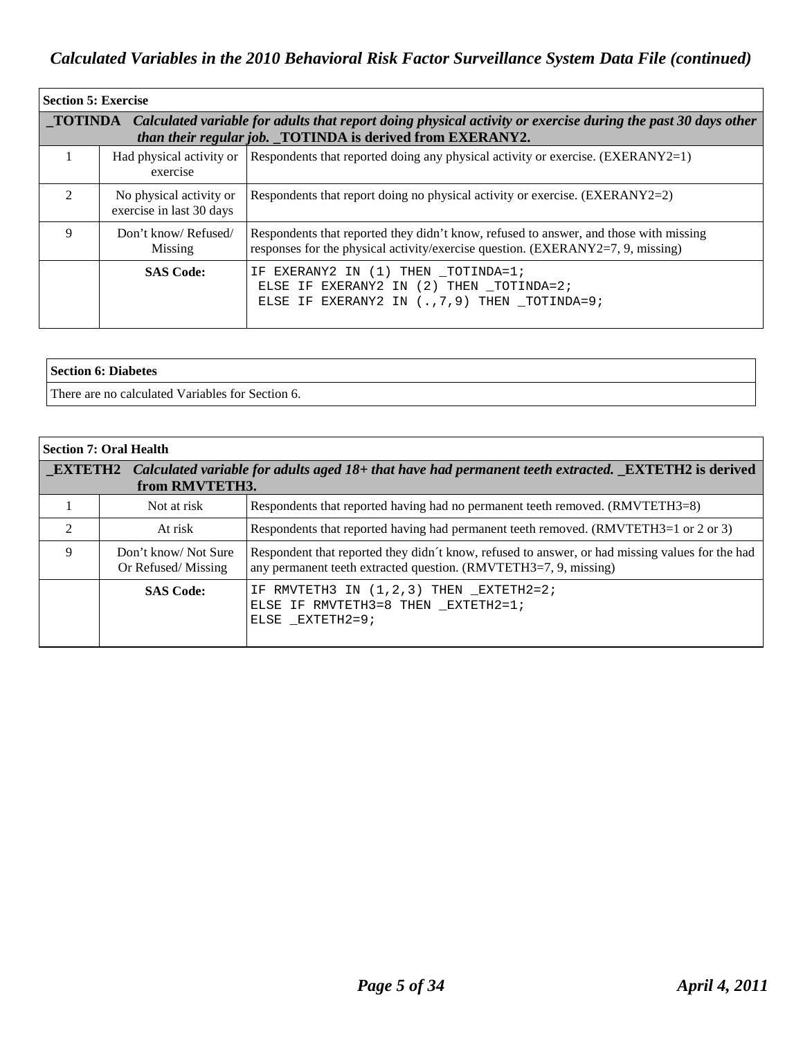## Calculated Variables in the 2010 Behavioral Risk Factor Surveillance System Data File (continued)

### Section 5: Exercise

**_TOTINDA** *Calculated variable for adults that report doing physical activity or exercise during the past 30 days other than their regular job.* **_TOTINDA is derived from EXERANY2.**

| Value | Label | Description |
|---|---|---|
| 1 | Had physical activity or exercise | Respondents that reported doing any physical activity or exercise. (EXERANY2=1) |
| 2 | No physical activity or exercise in last 30 days | Respondents that report doing no physical activity or exercise. (EXERANY2=2) |
| 9 | Don't know/ Refused/ Missing | Respondents that reported they didn't know, refused to answer, and those with missing responses for the physical activity/exercise question. (EXERANY2=7, 9, missing) |
| | **SAS Code:** | `IF EXERANY2 IN (1) THEN _TOTINDA=1; ELSE IF EXERANY2 IN (2) THEN _TOTINDA=2; ELSE IF EXERANY2 IN (.,7,9) THEN _TOTINDA=9;` |

```
IF EXERANY2 IN (1) THEN _TOTINDA=1;
 ELSE IF EXERANY2 IN (2) THEN _TOTINDA=2;
 ELSE IF EXERANY2 IN (.,7,9) THEN _TOTINDA=9;
```

### Section 6: Diabetes

There are no calculated Variables for Section 6.

### Section 7: Oral Health

**_EXTETH2** *Calculated variable for adults aged 18+ that have had permanent teeth extracted.* **_EXTETH2 is derived from RMVTETH3.**

| Value | Label | Description |
|---|---|---|
| 1 | Not at risk | Respondents that reported having had no permanent teeth removed. (RMVTETH3=8) |
| 2 | At risk | Respondents that reported having had permanent teeth removed. (RMVTETH3=1 or 2 or 3) |
| 9 | Don't know/ Not Sure Or Refused/ Missing | Respondent that reported they didn´t know, refused to answer, or had missing values for the had any permanent teeth extracted question. (RMVTETH3=7, 9, missing) |
| | **SAS Code:** | `IF RMVTETH3 IN (1,2,3) THEN _EXTETH2=2; ELSE IF RMVTETH3=8 THEN _EXTETH2=1; ELSE _EXTETH2=9;` |

```
IF RMVTETH3 IN (1,2,3) THEN _EXTETH2=2;
ELSE IF RMVTETH3=8 THEN _EXTETH2=1;
ELSE _EXTETH2=9;
```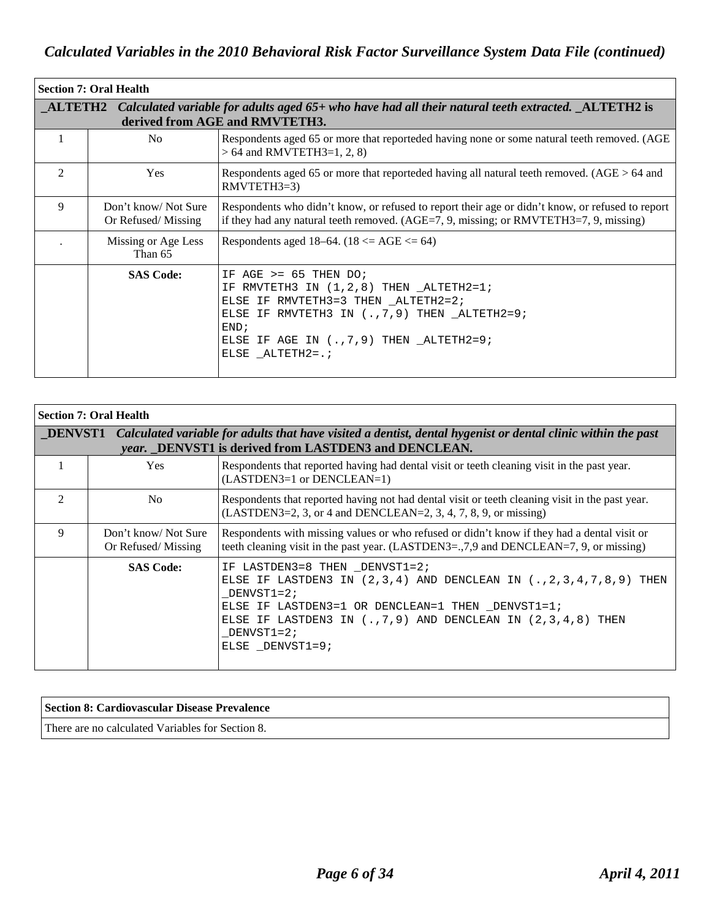## Calculated Variables in the 2010 Behavioral Risk Factor Surveillance System Data File (continued)

| Section 7: Oral Health | | |
|---|---|---|
| **_ALTETH2** *Calculated variable for adults aged 65+ who have had all their natural teeth extracted.* **_ALTETH2 is derived from AGE and RMVTETH3.** | | |
| 1 | No | Respondents aged 65 or more that reporteded having none or some natural teeth removed. (AGE > 64 and RMVTETH3=1, 2, 8) |
| 2 | Yes | Respondents aged 65 or more that reporteded having all natural teeth removed. (AGE > 64 and RMVTETH3=3) |
| 9 | Don't know/ Not Sure Or Refused/ Missing | Respondents who didn't know, or refused to report their age or didn't know, or refused to report if they had any natural teeth removed. (AGE=7, 9, missing; or RMVTETH3=7, 9, missing) |
| . | Missing or Age Less Than 65 | Respondents aged 18–64. (18 <= AGE <= 64) |
| | **SAS Code:** | `IF AGE >= 65 THEN DO;` `IF RMVTETH3 IN (1,2,8) THEN _ALTETH2=1;` `ELSE IF RMVTETH3=3 THEN _ALTETH2=2;` `ELSE IF RMVTETH3 IN (.,7,9) THEN _ALTETH2=9;` `END;` `ELSE IF AGE IN (.,7,9) THEN _ALTETH2=9;` `ELSE _ALTETH2=.;` |

```
IF AGE >= 65 THEN DO;
IF RMVTETH3 IN (1,2,8) THEN _ALTETH2=1;
ELSE IF RMVTETH3=3 THEN _ALTETH2=2;
ELSE IF RMVTETH3 IN (.,7,9) THEN _ALTETH2=9;
END;
ELSE IF AGE IN (.,7,9) THEN _ALTETH2=9;
ELSE _ALTETH2=.;
```

| Section 7: Oral Health | | |
|---|---|---|
| **_DENVST1** *Calculated variable for adults that have visited a dentist, dental hygenist or dental clinic within the past year.* **_DENVST1 is derived from LASTDEN3 and DENCLEAN.** | | |
| 1 | Yes | Respondents that reported having had dental visit or teeth cleaning visit in the past year. (LASTDEN3=1 or DENCLEAN=1) |
| 2 | No | Respondents that reported having not had dental visit or teeth cleaning visit in the past year. (LASTDEN3=2, 3, or 4 and DENCLEAN=2, 3, 4, 7, 8, 9, or missing) |
| 9 | Don't know/ Not Sure Or Refused/ Missing | Respondents with missing values or who refused or didn't know if they had a dental visit or teeth cleaning visit in the past year. (LASTDEN3=.,7,9 and DENCLEAN=7, 9, or missing) |
| | **SAS Code:** | See code below |

```
IF LASTDEN3=8 THEN _DENVST1=2;
ELSE IF LASTDEN3 IN (2,3,4) AND DENCLEAN IN (.,2,3,4,7,8,9) THEN
_DENVST1=2;
ELSE IF LASTDEN3=1 OR DENCLEAN=1 THEN _DENVST1=1;
ELSE IF LASTDEN3 IN (.,7,9) AND DENCLEAN IN (2,3,4,8) THEN
_DENVST1=2;
ELSE _DENVST1=9;
```

| Section 8: Cardiovascular Disease Prevalence |
|---|
| There are no calculated Variables for Section 8. |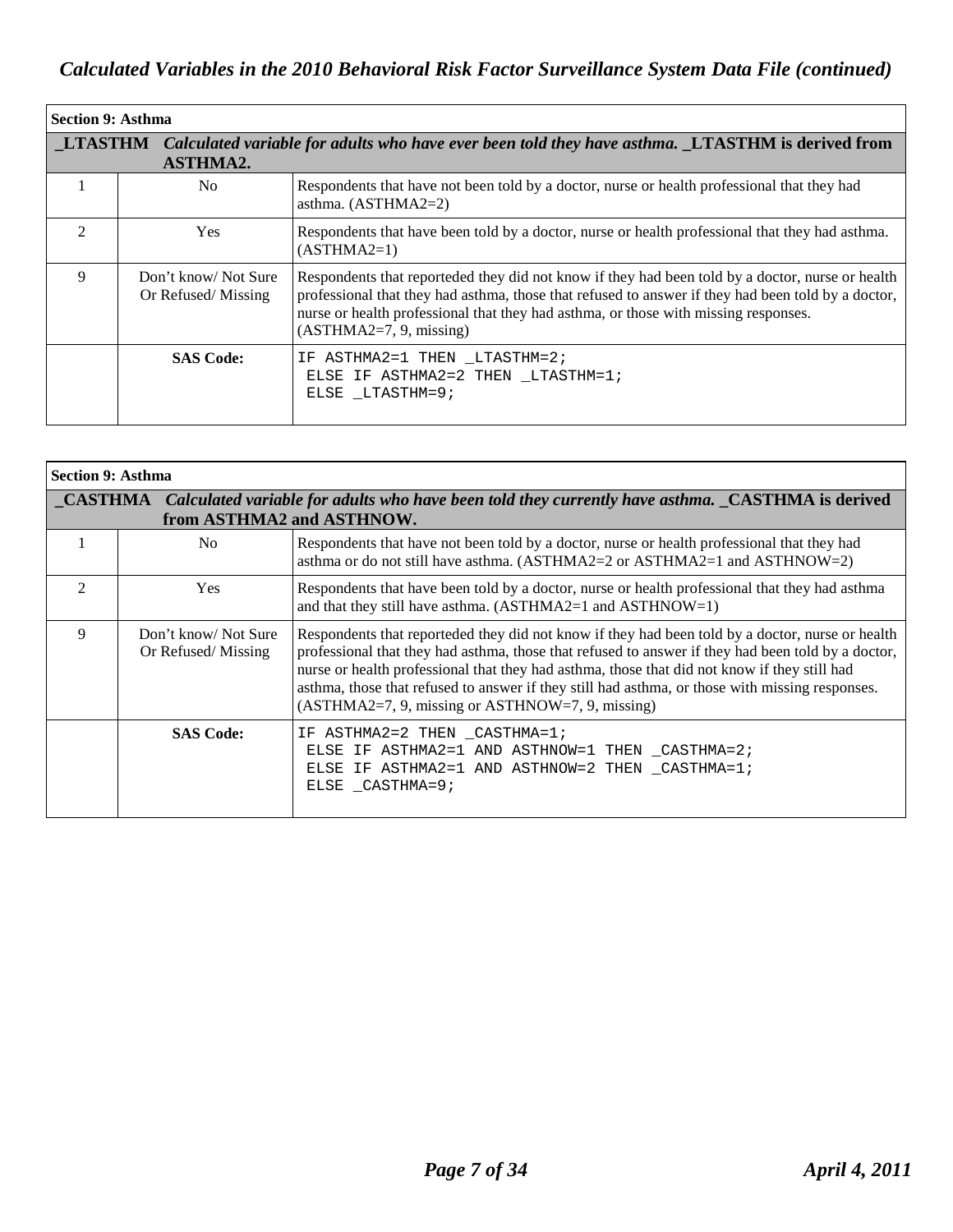# *Calculated Variables in the 2010 Behavioral Risk Factor Surveillance System Data File (continued)*

| **Section 9: Asthma** | | |
|---|---|---|
| **_LTASTHM** | ***Calculated variable for adults who have ever been told they have asthma.* _LTASTHM is derived from ASTHMA2.** | |
| 1 | No | Respondents that have not been told by a doctor, nurse or health professional that they had asthma. (ASTHMA2=2) |
| 2 | Yes | Respondents that have been told by a doctor, nurse or health professional that they had asthma. (ASTHMA2=1) |
| 9 | Don't know/ Not Sure Or Refused/ Missing | Respondents that reporteded they did not know if they had been told by a doctor, nurse or health professional that they had asthma, those that refused to answer if they had been told by a doctor, nurse or health professional that they had asthma, or those with missing responses. (ASTHMA2=7, 9, missing) |
| | **SAS Code:** | `IF ASTHMA2=1 THEN _LTASTHM=2;` `ELSE IF ASTHMA2=2 THEN _LTASTHM=1;` `ELSE _LTASTHM=9;` |

```
IF ASTHMA2=1 THEN _LTASTHM=2;
 ELSE IF ASTHMA2=2 THEN _LTASTHM=1;
 ELSE _LTASTHM=9;
```

| **Section 9: Asthma** | | |
|---|---|---|
| **_CASTHMA** | ***Calculated variable for adults who have been told they currently have asthma.* _CASTHMA is derived from ASTHMA2 and ASTHNOW.** | |
| 1 | No | Respondents that have not been told by a doctor, nurse or health professional that they had asthma or do not still have asthma. (ASTHMA2=2 or ASTHMA2=1 and ASTHNOW=2) |
| 2 | Yes | Respondents that have been told by a doctor, nurse or health professional that they had asthma and that they still have asthma. (ASTHMA2=1 and ASTHNOW=1) |
| 9 | Don't know/ Not Sure Or Refused/ Missing | Respondents that reporteded they did not know if they had been told by a doctor, nurse or health professional that they had asthma, those that refused to answer if they had been told by a doctor, nurse or health professional that they had asthma, those that did not know if they still had asthma, those that refused to answer if they still had asthma, or those with missing responses. (ASTHMA2=7, 9, missing or ASTHNOW=7, 9, missing) |
| | **SAS Code:** | `IF ASTHMA2=2 THEN _CASTHMA=1;` `ELSE IF ASTHMA2=1 AND ASTHNOW=1 THEN _CASTHMA=2;` `ELSE IF ASTHMA2=1 AND ASTHNOW=2 THEN _CASTHMA=1;` `ELSE _CASTHMA=9;` |

```
IF ASTHMA2=2 THEN _CASTHMA=1;
 ELSE IF ASTHMA2=1 AND ASTHNOW=1 THEN _CASTHMA=2;
 ELSE IF ASTHMA2=1 AND ASTHNOW=2 THEN _CASTHMA=1;
 ELSE _CASTHMA=9;
```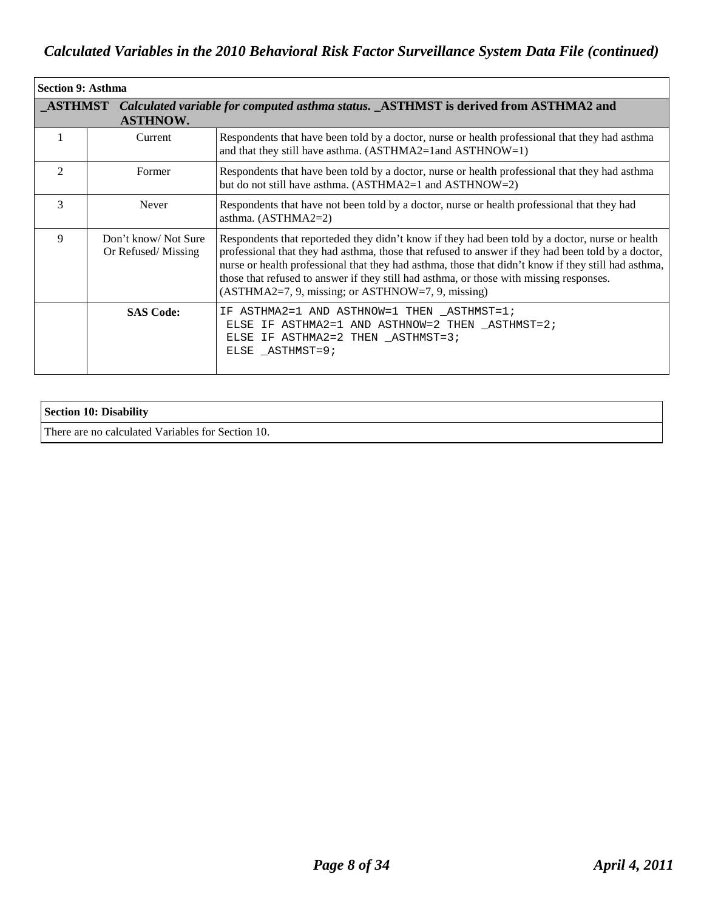| Section 9: Asthma | | |
|---|---|---|
| **_ASTHMST** | ***Calculated variable for computed asthma status.* _ASTHMST is derived from ASTHMA2 and ASTHNOW.** | |
| 1 | Current | Respondents that have been told by a doctor, nurse or health professional that they had asthma and that they still have asthma. (ASTHMA2=1and ASTHNOW=1) |
| 2 | Former | Respondents that have been told by a doctor, nurse or health professional that they had asthma but do not still have asthma. (ASTHMA2=1 and ASTHNOW=2) |
| 3 | Never | Respondents that have not been told by a doctor, nurse or health professional that they had asthma. (ASTHMA2=2) |
| 9 | Don't know/ Not Sure Or Refused/ Missing | Respondents that reporteded they didn't know if they had been told by a doctor, nurse or health professional that they had asthma, those that refused to answer if they had been told by a doctor, nurse or health professional that they had asthma, those that didn't know if they still had asthma, those that refused to answer if they still had asthma, or those with missing responses. (ASTHMA2=7, 9, missing; or ASTHNOW=7, 9, missing) |
| | **SAS Code:** | IF ASTHMA2=1 AND ASTHNOW=1 THEN _ASTHMST=1; ELSE IF ASTHMA2=1 AND ASTHNOW=2 THEN _ASTHMST=2; ELSE IF ASTHMA2=2 THEN _ASTHMST=3; ELSE _ASTHMST=9; |

| Section 10: Disability |
|---|
| There are no calculated Variables for Section 10. |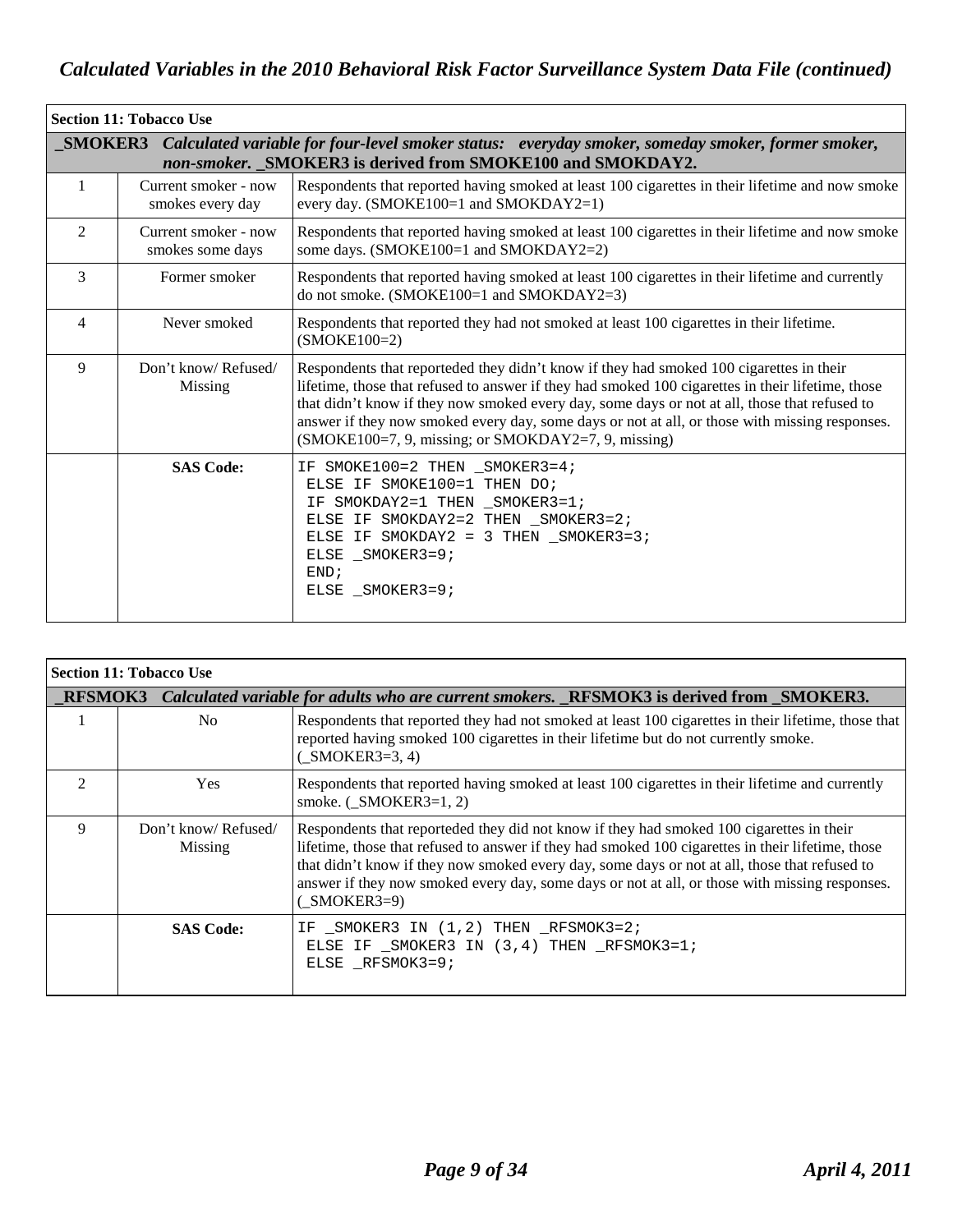# Calculated Variables in the 2010 Behavioral Risk Factor Surveillance System Data File (continued)

| Section 11: Tobacco Use | | |
|---|---|---|
| **_SMOKER3** *Calculated variable for four-level smoker status: everyday smoker, someday smoker, former smoker, non-smoker.* **_SMOKER3 is derived from SMOKE100 and SMOKDAY2.** | | |
| 1 | Current smoker - now smokes every day | Respondents that reported having smoked at least 100 cigarettes in their lifetime and now smoke every day. (SMOKE100=1 and SMOKDAY2=1) |
| 2 | Current smoker - now smokes some days | Respondents that reported having smoked at least 100 cigarettes in their lifetime and now smoke some days. (SMOKE100=1 and SMOKDAY2=2) |
| 3 | Former smoker | Respondents that reported having smoked at least 100 cigarettes in their lifetime and currently do not smoke. (SMOKE100=1 and SMOKDAY2=3) |
| 4 | Never smoked | Respondents that reported they had not smoked at least 100 cigarettes in their lifetime. (SMOKE100=2) |
| 9 | Don't know/ Refused/ Missing | Respondents that reporteded they didn't know if they had smoked 100 cigarettes in their lifetime, those that refused to answer if they had smoked 100 cigarettes in their lifetime, those that didn't know if they now smoked every day, some days or not at all, those that refused to answer if they now smoked every day, some days or not at all, or those with missing responses. (SMOKE100=7, 9, missing; or SMOKDAY2=7, 9, missing) |
| | **SAS Code:** | `IF SMOKE100=2 THEN _SMOKER3=4; ELSE IF SMOKE100=1 THEN DO; IF SMOKDAY2=1 THEN _SMOKER3=1; ELSE IF SMOKDAY2=2 THEN _SMOKER3=2; ELSE IF SMOKDAY2 = 3 THEN _SMOKER3=3; ELSE _SMOKER3=9; END; ELSE _SMOKER3=9;` |

```
IF SMOKE100=2 THEN _SMOKER3=4;
 ELSE IF SMOKE100=1 THEN DO;
 IF SMOKDAY2=1 THEN _SMOKER3=1;
 ELSE IF SMOKDAY2=2 THEN _SMOKER3=2;
 ELSE IF SMOKDAY2 = 3 THEN _SMOKER3=3;
 ELSE _SMOKER3=9;
 END;
 ELSE _SMOKER3=9;
```

| Section 11: Tobacco Use | | |
|---|---|---|
| **_RFSMOK3** *Calculated variable for adults who are current smokers.* **_RFSMOK3 is derived from _SMOKER3.** | | |
| 1 | No | Respondents that reported they had not smoked at least 100 cigarettes in their lifetime, those that reported having smoked 100 cigarettes in their lifetime but do not currently smoke. (_SMOKER3=3, 4) |
| 2 | Yes | Respondents that reported having smoked at least 100 cigarettes in their lifetime and currently smoke. (_SMOKER3=1, 2) |
| 9 | Don't know/ Refused/ Missing | Respondents that reporteded they did not know if they had smoked 100 cigarettes in their lifetime, those that refused to answer if they had smoked 100 cigarettes in their lifetime, those that didn't know if they now smoked every day, some days or not at all, those that refused to answer if they now smoked every day, some days or not at all, or those with missing responses. (_SMOKER3=9) |
| | **SAS Code:** | `IF _SMOKER3 IN (1,2) THEN _RFSMOK3=2; ELSE IF _SMOKER3 IN (3,4) THEN _RFSMOK3=1; ELSE _RFSMOK3=9;` |

```
IF _SMOKER3 IN (1,2) THEN _RFSMOK3=2;
 ELSE IF _SMOKER3 IN (3,4) THEN _RFSMOK3=1;
 ELSE _RFSMOK3=9;
```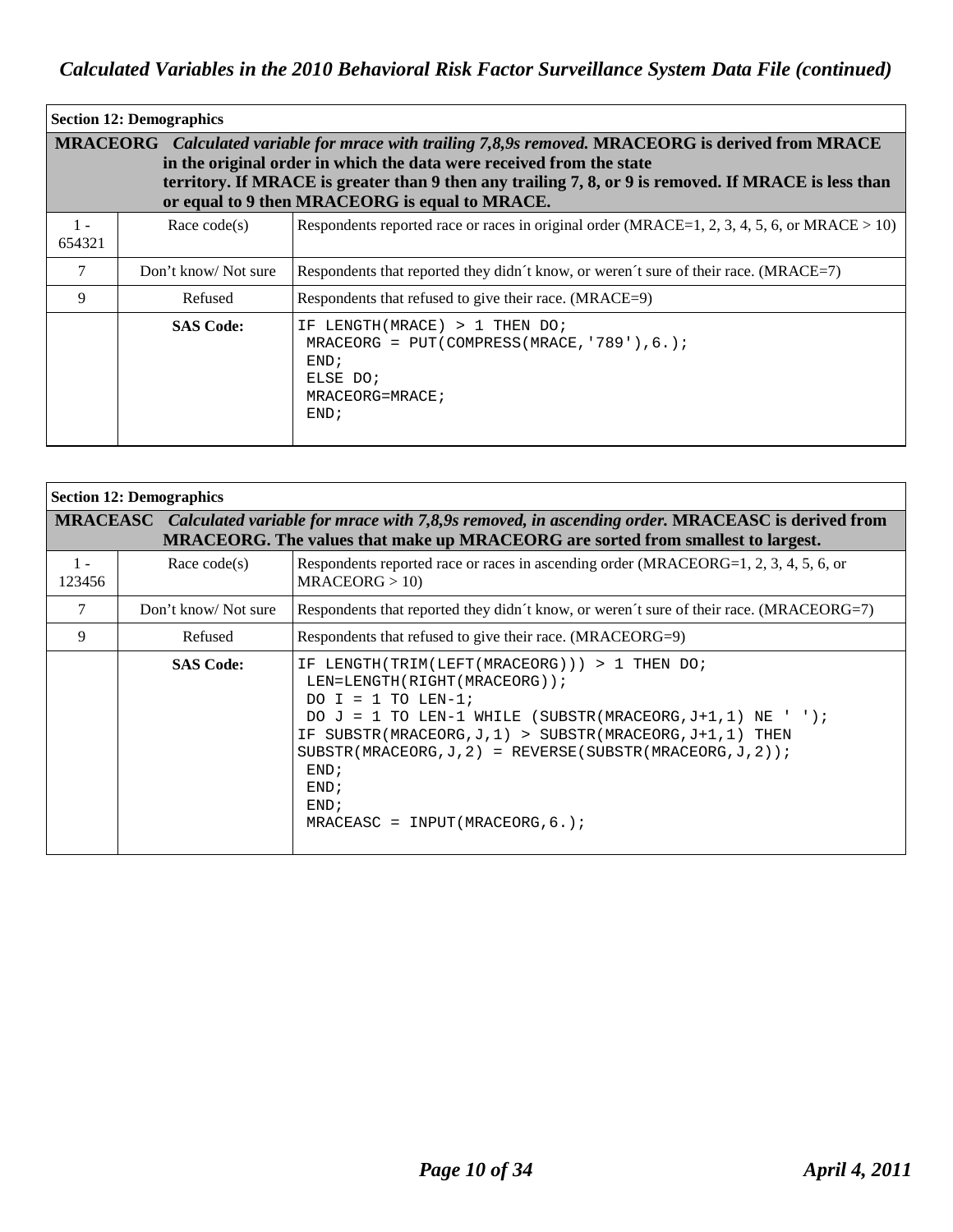## Section 12: Demographics

**MRACEORG** *Calculated variable for mrace with trailing 7,8,9s removed.* **MRACEORG is derived from MRACE in the original order in which the data were received from the state territory. If MRACE is greater than 9 then any trailing 7, 8, or 9 is removed. If MRACE is less than or equal to 9 then MRACEORG is equal to MRACE.**

| Value | Value Label | Description |
|---|---|---|
| 1 - 654321 | Race code(s) | Respondents reported race or races in original order (MRACE=1, 2, 3, 4, 5, 6, or MRACE > 10) |
| 7 | Don't know/ Not sure | Respondents that reported they didn´t know, or weren´t sure of their race. (MRACE=7) |
| 9 | Refused | Respondents that refused to give their race. (MRACE=9) |
| | **SAS Code:** | See code below |

```
IF LENGTH(MRACE) > 1 THEN DO;
 MRACEORG = PUT(COMPRESS(MRACE,'789'),6.);
 END;
 ELSE DO;
 MRACEORG=MRACE;
 END;
```

## Section 12: Demographics

**MRACEASC** *Calculated variable for mrace with 7,8,9s removed, in ascending order.* **MRACEASC is derived from MRACEORG. The values that make up MRACEORG are sorted from smallest to largest.**

| Value | Value Label | Description |
|---|---|---|
| 1 - 123456 | Race code(s) | Respondents reported race or races in ascending order (MRACEORG=1, 2, 3, 4, 5, 6, or MRACEORG > 10) |
| 7 | Don't know/ Not sure | Respondents that reported they didn´t know, or weren´t sure of their race. (MRACEORG=7) |
| 9 | Refused | Respondents that refused to give their race. (MRACEORG=9) |
| | **SAS Code:** | See code below |

```
IF LENGTH(TRIM(LEFT(MRACEORG))) > 1 THEN DO;
 LEN=LENGTH(RIGHT(MRACEORG));
 DO I = 1 TO LEN-1;
 DO J = 1 TO LEN-1 WHILE (SUBSTR(MRACEORG,J+1,1) NE ' ');
IF SUBSTR(MRACEORG,J,1) > SUBSTR(MRACEORG,J+1,1) THEN
SUBSTR(MRACEORG,J,2) = REVERSE(SUBSTR(MRACEORG,J,2));
 END;
 END;
 END;
 MRACEASC = INPUT(MRACEORG,6.);
```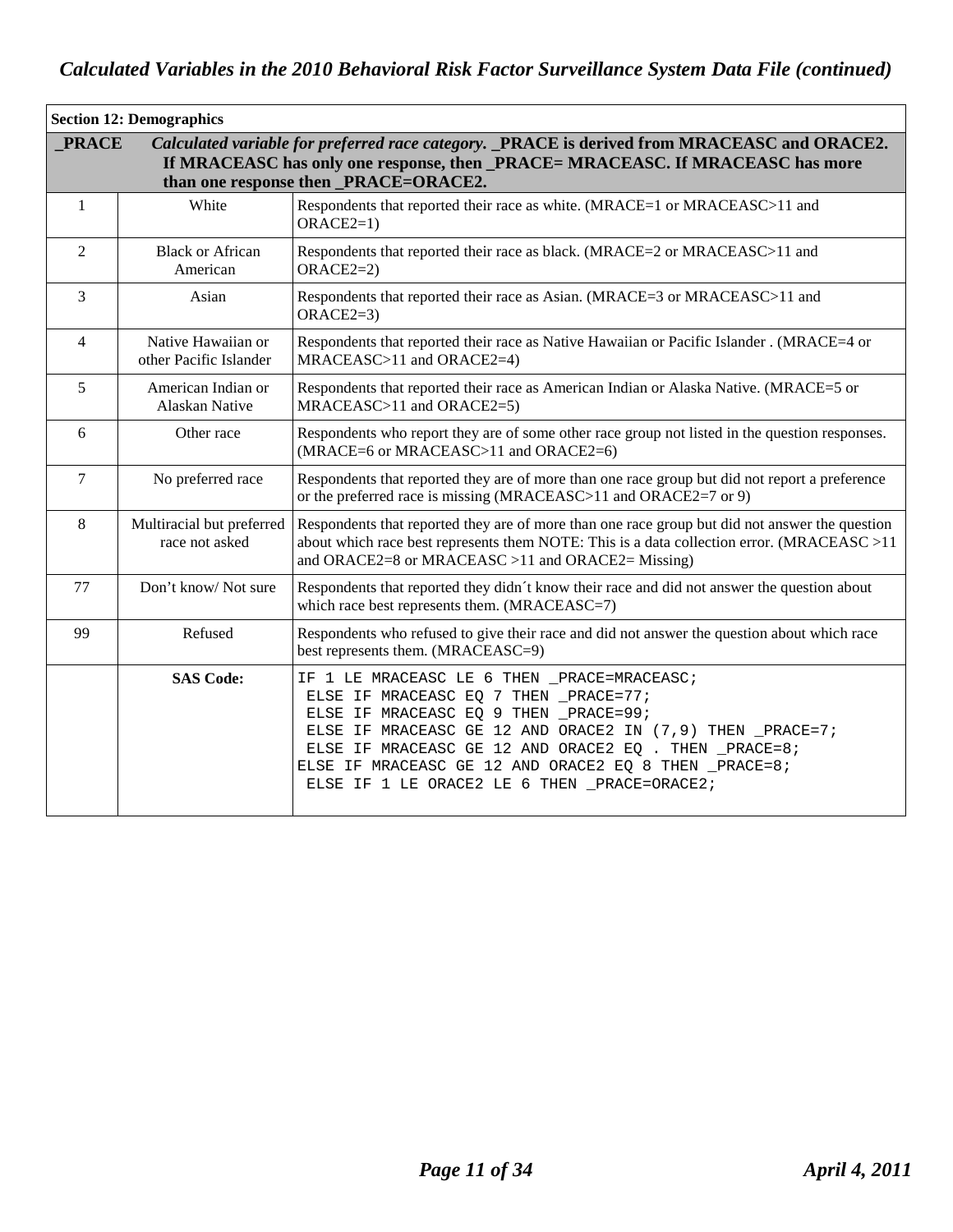## Calculated Variables in the 2010 Behavioral Risk Factor Surveillance System Data File (continued)

| Section 12: Demographics | | |
|---|---|---|
| **_PRACE** | ***Calculated variable for preferred race category.*** **_PRACE is derived from MRACEASC and ORACE2. If MRACEASC has only one response, then _PRACE= MRACEASC. If MRACEASC has more than one response then _PRACE=ORACE2.** | |
| 1 | White | Respondents that reported their race as white. (MRACE=1 or MRACEASC>11 and ORACE2=1) |
| 2 | Black or African American | Respondents that reported their race as black. (MRACE=2 or MRACEASC>11 and ORACE2=2) |
| 3 | Asian | Respondents that reported their race as Asian. (MRACE=3 or MRACEASC>11 and ORACE2=3) |
| 4 | Native Hawaiian or other Pacific Islander | Respondents that reported their race as Native Hawaiian or Pacific Islander . (MRACE=4 or MRACEASC>11 and ORACE2=4) |
| 5 | American Indian or Alaskan Native | Respondents that reported their race as American Indian or Alaska Native. (MRACE=5 or MRACEASC>11 and ORACE2=5) |
| 6 | Other race | Respondents who report they are of some other race group not listed in the question responses. (MRACE=6 or MRACEASC>11 and ORACE2=6) |
| 7 | No preferred race | Respondents that reported they are of more than one race group but did not report a preference or the preferred race is missing (MRACEASC>11 and ORACE2=7 or 9) |
| 8 | Multiracial but preferred race not asked | Respondents that reported they are of more than one race group but did not answer the question about which race best represents them NOTE: This is a data collection error. (MRACEASC >11 and ORACE2=8 or MRACEASC >11 and ORACE2= Missing) |
| 77 | Don't know/ Not sure | Respondents that reported they didn´t know their race and did not answer the question about which race best represents them. (MRACEASC=7) |
| 99 | Refused | Respondents who refused to give their race and did not answer the question about which race best represents them. (MRACEASC=9) |
| | **SAS Code:** | IF 1 LE MRACEASC LE 6 THEN _PRACE=MRACEASC; ELSE IF MRACEASC EQ 7 THEN _PRACE=77; ELSE IF MRACEASC EQ 9 THEN _PRACE=99; ELSE IF MRACEASC GE 12 AND ORACE2 IN (7,9) THEN _PRACE=7; ELSE IF MRACEASC GE 12 AND ORACE2 EQ . THEN _PRACE=8; ELSE IF MRACEASC GE 12 AND ORACE2 EQ 8 THEN _PRACE=8; ELSE IF 1 LE ORACE2 LE 6 THEN _PRACE=ORACE2; |

```
IF 1 LE MRACEASC LE 6 THEN _PRACE=MRACEASC;
 ELSE IF MRACEASC EQ 7 THEN _PRACE=77;
 ELSE IF MRACEASC EQ 9 THEN _PRACE=99;
 ELSE IF MRACEASC GE 12 AND ORACE2 IN (7,9) THEN _PRACE=7;
 ELSE IF MRACEASC GE 12 AND ORACE2 EQ . THEN _PRACE=8;
ELSE IF MRACEASC GE 12 AND ORACE2 EQ 8 THEN _PRACE=8;
 ELSE IF 1 LE ORACE2 LE 6 THEN _PRACE=ORACE2;
```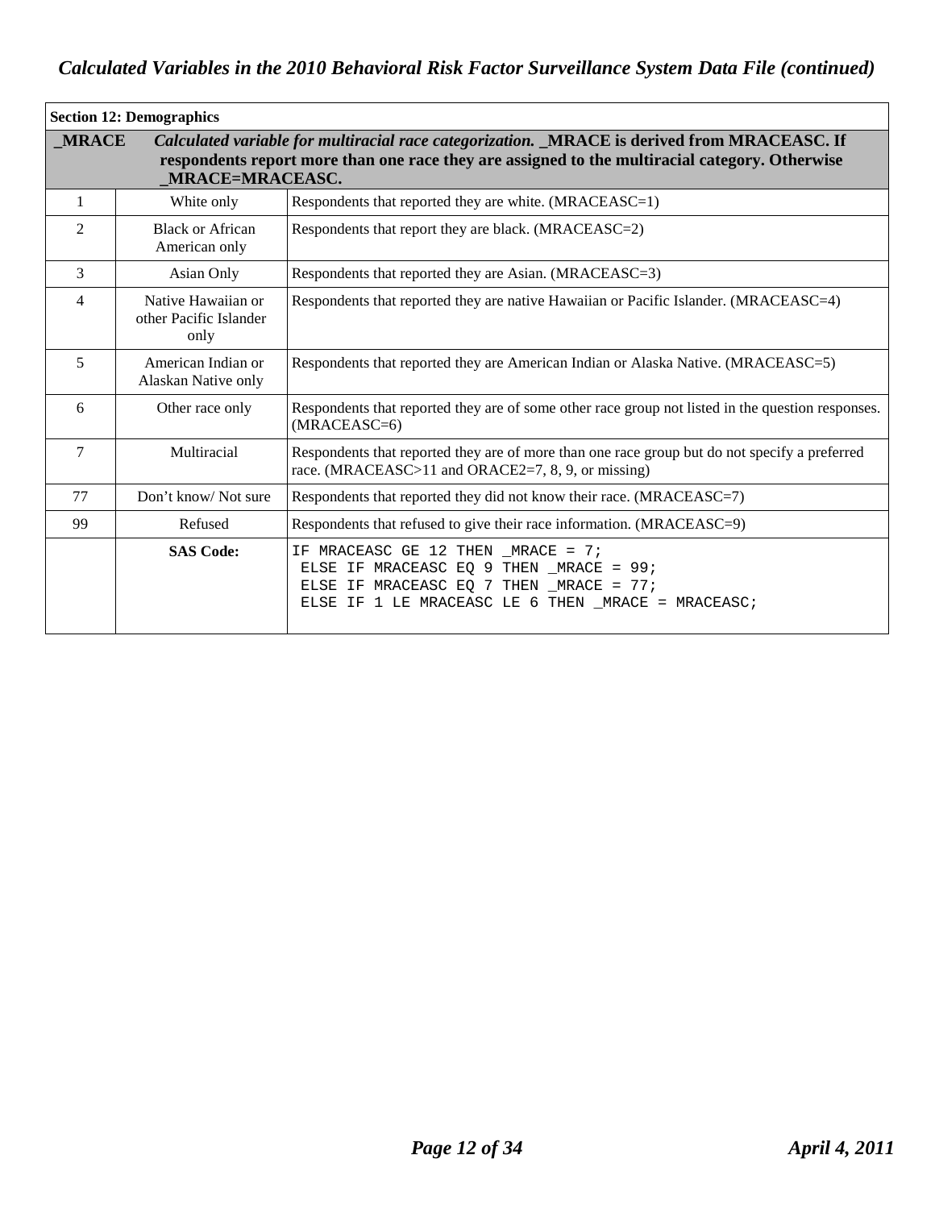## *Calculated Variables in the 2010 Behavioral Risk Factor Surveillance System Data File (continued)*

| **Section 12: Demographics** | | |
|---|---|---|
| **_MRACE** | ***Calculated variable for multiracial race categorization.* _MRACE is derived from MRACEASC. If respondents report more than one race they are assigned to the multiracial category. Otherwise _MRACE=MRACEASC.** | |
| 1 | White only | Respondents that reported they are white. (MRACEASC=1) |
| 2 | Black or African American only | Respondents that report they are black. (MRACEASC=2) |
| 3 | Asian Only | Respondents that reported they are Asian. (MRACEASC=3) |
| 4 | Native Hawaiian or other Pacific Islander only | Respondents that reported they are native Hawaiian or Pacific Islander. (MRACEASC=4) |
| 5 | American Indian or Alaskan Native only | Respondents that reported they are American Indian or Alaska Native. (MRACEASC=5) |
| 6 | Other race only | Respondents that reported they are of some other race group not listed in the question responses. (MRACEASC=6) |
| 7 | Multiracial | Respondents that reported they are of more than one race group but do not specify a preferred race. (MRACEASC>11 and ORACE2=7, 8, 9, or missing) |
| 77 | Don't know/ Not sure | Respondents that reported they did not know their race. (MRACEASC=7) |
| 99 | Refused | Respondents that refused to give their race information. (MRACEASC=9) |
| | **SAS Code:** | `IF MRACEASC GE 12 THEN _MRACE = 7;` `ELSE IF MRACEASC EQ 9 THEN _MRACE = 99;` `ELSE IF MRACEASC EQ 7 THEN _MRACE = 77;` `ELSE IF 1 LE MRACEASC LE 6 THEN _MRACE = MRACEASC;` |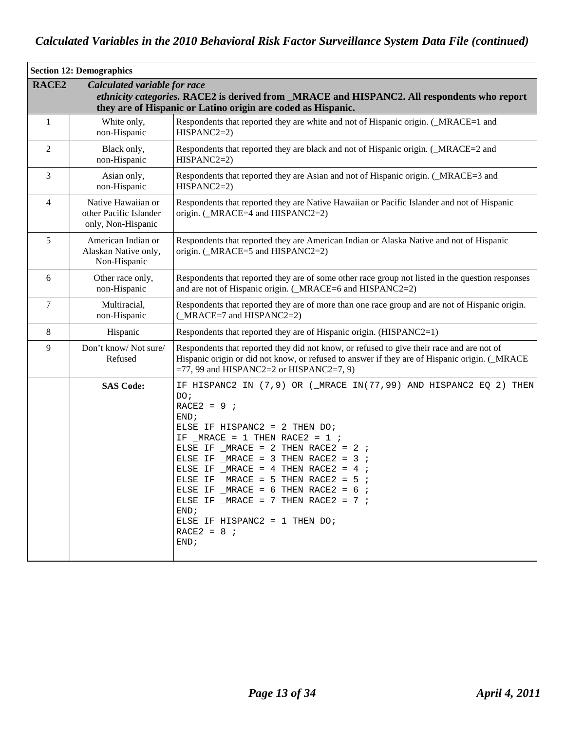# Calculated Variables in the 2010 Behavioral Risk Factor Surveillance System Data File (continued)

| Section 12: Demographics | | |
|---|---|---|
| **RACE2** | ***Calculated variable for race*** | ***ethnicity categories.*** **RACE2 is derived from _MRACE and HISPANC2. All respondents who report they are of Hispanic or Latino origin are coded as Hispanic.** |
| 1 | White only, non-Hispanic | Respondents that reported they are white and not of Hispanic origin. (_MRACE=1 and HISPANC2=2) |
| 2 | Black only, non-Hispanic | Respondents that reported they are black and not of Hispanic origin. (_MRACE=2 and HISPANC2=2) |
| 3 | Asian only, non-Hispanic | Respondents that reported they are Asian and not of Hispanic origin. (_MRACE=3 and HISPANC2=2) |
| 4 | Native Hawaiian or other Pacific Islander only, Non-Hispanic | Respondents that reported they are Native Hawaiian or Pacific Islander and not of Hispanic origin. (_MRACE=4 and HISPANC2=2) |
| 5 | American Indian or Alaskan Native only, Non-Hispanic | Respondents that reported they are American Indian or Alaska Native and not of Hispanic origin. (_MRACE=5 and HISPANC2=2) |
| 6 | Other race only, non-Hispanic | Respondents that reported they are of some other race group not listed in the question responses and are not of Hispanic origin. (_MRACE=6 and HISPANC2=2) |
| 7 | Multiracial, non-Hispanic | Respondents that reported they are of more than one race group and are not of Hispanic origin. (_MRACE=7 and HISPANC2=2) |
| 8 | Hispanic | Respondents that reported they are of Hispanic origin. (HISPANC2=1) |
| 9 | Don't know/ Not sure/ Refused | Respondents that reported they did not know, or refused to give their race and are not of Hispanic origin or did not know, or refused to answer if they are of Hispanic origin. (_MRACE =77, 99 and HISPANC2=2 or HISPANC2=7, 9) |
| | **SAS Code:** | See code below |

```
IF HISPANC2 IN (7,9) OR (_MRACE IN(77,99) AND HISPANC2 EQ 2) THEN
DO;
RACE2 = 9 ;
END;
ELSE IF HISPANC2 = 2 THEN DO;
IF _MRACE = 1 THEN RACE2 = 1 ;
ELSE IF _MRACE = 2 THEN RACE2 = 2 ;
ELSE IF _MRACE = 3 THEN RACE2 = 3 ;
ELSE IF _MRACE = 4 THEN RACE2 = 4 ;
ELSE IF _MRACE = 5 THEN RACE2 = 5 ;
ELSE IF _MRACE = 6 THEN RACE2 = 6 ;
ELSE IF _MRACE = 7 THEN RACE2 = 7 ;
END;
ELSE IF HISPANC2 = 1 THEN DO;
RACE2 = 8 ;
END;
```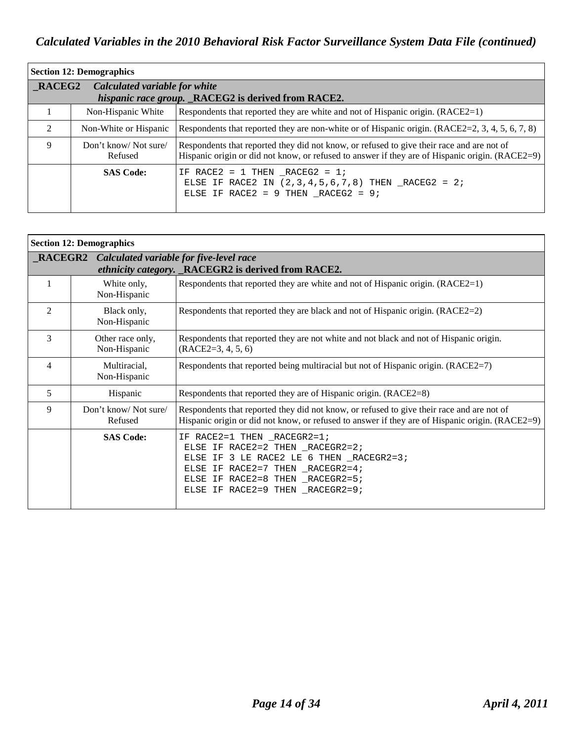## Section 12: Demographics

| **_RACEG2** | ***Calculated variable for white hispanic race group.*** **_RACEG2 is derived from RACE2.** | |
|---|---|---|
| 1 | Non-Hispanic White | Respondents that reported they are white and not of Hispanic origin. (RACE2=1) |
| 2 | Non-White or Hispanic | Respondents that reported they are non-white or of Hispanic origin. (RACE2=2, 3, 4, 5, 6, 7, 8) |
| 9 | Don't know/ Not sure/ Refused | Respondents that reported they did not know, or refused to give their race and are not of Hispanic origin or did not know, or refused to answer if they are of Hispanic origin. (RACE2=9) |
| | **SAS Code:** | `IF RACE2 = 1 THEN _RACEG2 = 1;`<br>`ELSE IF RACE2 IN (2,3,4,5,6,7,8) THEN _RACEG2 = 2;`<br>`ELSE IF RACE2 = 9 THEN _RACEG2 = 9;` |

## Section 12: Demographics

| **_RACEGR2** | ***Calculated variable for five-level race ethnicity category.*** **_RACEGR2 is derived from RACE2.** | |
|---|---|---|
| 1 | White only, Non-Hispanic | Respondents that reported they are white and not of Hispanic origin. (RACE2=1) |
| 2 | Black only, Non-Hispanic | Respondents that reported they are black and not of Hispanic origin. (RACE2=2) |
| 3 | Other race only, Non-Hispanic | Respondents that reported they are not white and not black and not of Hispanic origin. (RACE2=3, 4, 5, 6) |
| 4 | Multiracial, Non-Hispanic | Respondents that reported being multiracial but not of Hispanic origin. (RACE2=7) |
| 5 | Hispanic | Respondents that reported they are of Hispanic origin. (RACE2=8) |
| 9 | Don't know/ Not sure/ Refused | Respondents that reported they did not know, or refused to give their race and are not of Hispanic origin or did not know, or refused to answer if they are of Hispanic origin. (RACE2=9) |
| | **SAS Code:** | `IF RACE2=1 THEN _RACEGR2=1;`<br>`ELSE IF RACE2=2 THEN _RACEGR2=2;`<br>`ELSE IF 3 LE RACE2 LE 6 THEN _RACEGR2=3;`<br>`ELSE IF RACE2=7 THEN _RACEGR2=4;`<br>`ELSE IF RACE2=8 THEN _RACEGR2=5;`<br>`ELSE IF RACE2=9 THEN _RACEGR2=9;` |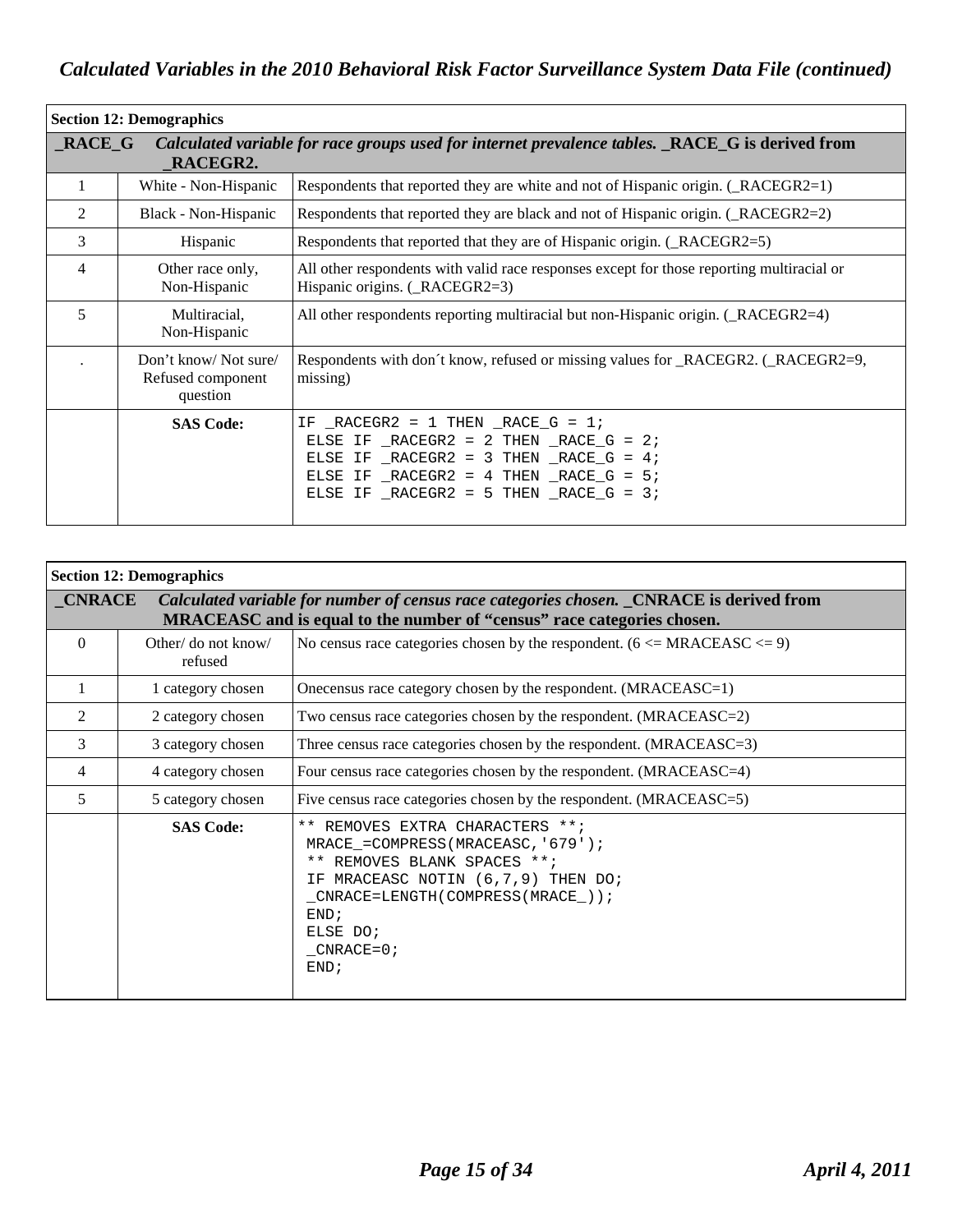## Calculated Variables in the 2010 Behavioral Risk Factor Surveillance System Data File (continued)

| **Section 12: Demographics** | | |
|---|---|---|
| **_RACE_G** | ***Calculated variable for race groups used for internet prevalence tables. _RACE_G is derived from _RACEGR2.*** | |
| 1 | White - Non-Hispanic | Respondents that reported they are white and not of Hispanic origin. (_RACEGR2=1) |
| 2 | Black - Non-Hispanic | Respondents that reported they are black and not of Hispanic origin. (_RACEGR2=2) |
| 3 | Hispanic | Respondents that reported that they are of Hispanic origin. (_RACEGR2=5) |
| 4 | Other race only, Non-Hispanic | All other respondents with valid race responses except for those reporting multiracial or Hispanic origins. (_RACEGR2=3) |
| 5 | Multiracial, Non-Hispanic | All other respondents reporting multiracial but non-Hispanic origin. (_RACEGR2=4) |
| . | Don't know/ Not sure/ Refused component question | Respondents with don´t know, refused or missing values for _RACEGR2. (_RACEGR2=9, missing) |
| | **SAS Code:** | `IF _RACEGR2 = 1 THEN _RACE_G = 1; ELSE IF _RACEGR2 = 2 THEN _RACE_G = 2; ELSE IF _RACEGR2 = 3 THEN _RACE_G = 4; ELSE IF _RACEGR2 = 4 THEN _RACE_G = 5; ELSE IF _RACEGR2 = 5 THEN _RACE_G = 3;` |

```
IF _RACEGR2 = 1 THEN _RACE_G = 1;
 ELSE IF _RACEGR2 = 2 THEN _RACE_G = 2;
 ELSE IF _RACEGR2 = 3 THEN _RACE_G = 4;
 ELSE IF _RACEGR2 = 4 THEN _RACE_G = 5;
 ELSE IF _RACEGR2 = 5 THEN _RACE_G = 3;
```

| **Section 12: Demographics** | | |
|---|---|---|
| **_CNRACE** | ***Calculated variable for number of census race categories chosen. _CNRACE is derived from MRACEASC and is equal to the number of "census" race categories chosen.*** | |
| 0 | Other/ do not know/ refused | No census race categories chosen by the respondent. (6 <= MRACEASC <= 9) |
| 1 | 1 category chosen | Onecensus race category chosen by the respondent. (MRACEASC=1) |
| 2 | 2 category chosen | Two census race categories chosen by the respondent. (MRACEASC=2) |
| 3 | 3 category chosen | Three census race categories chosen by the respondent. (MRACEASC=3) |
| 4 | 4 category chosen | Four census race categories chosen by the respondent. (MRACEASC=4) |
| 5 | 5 category chosen | Five census race categories chosen by the respondent. (MRACEASC=5) |
| | **SAS Code:** | See code below |

```
** REMOVES EXTRA CHARACTERS **;
 MRACE_=COMPRESS(MRACEASC,'679');
 ** REMOVES BLANK SPACES **;
 IF MRACEASC NOTIN (6,7,9) THEN DO;
 _CNRACE=LENGTH(COMPRESS(MRACE_));
 END;
 ELSE DO;
 _CNRACE=0;
 END;
```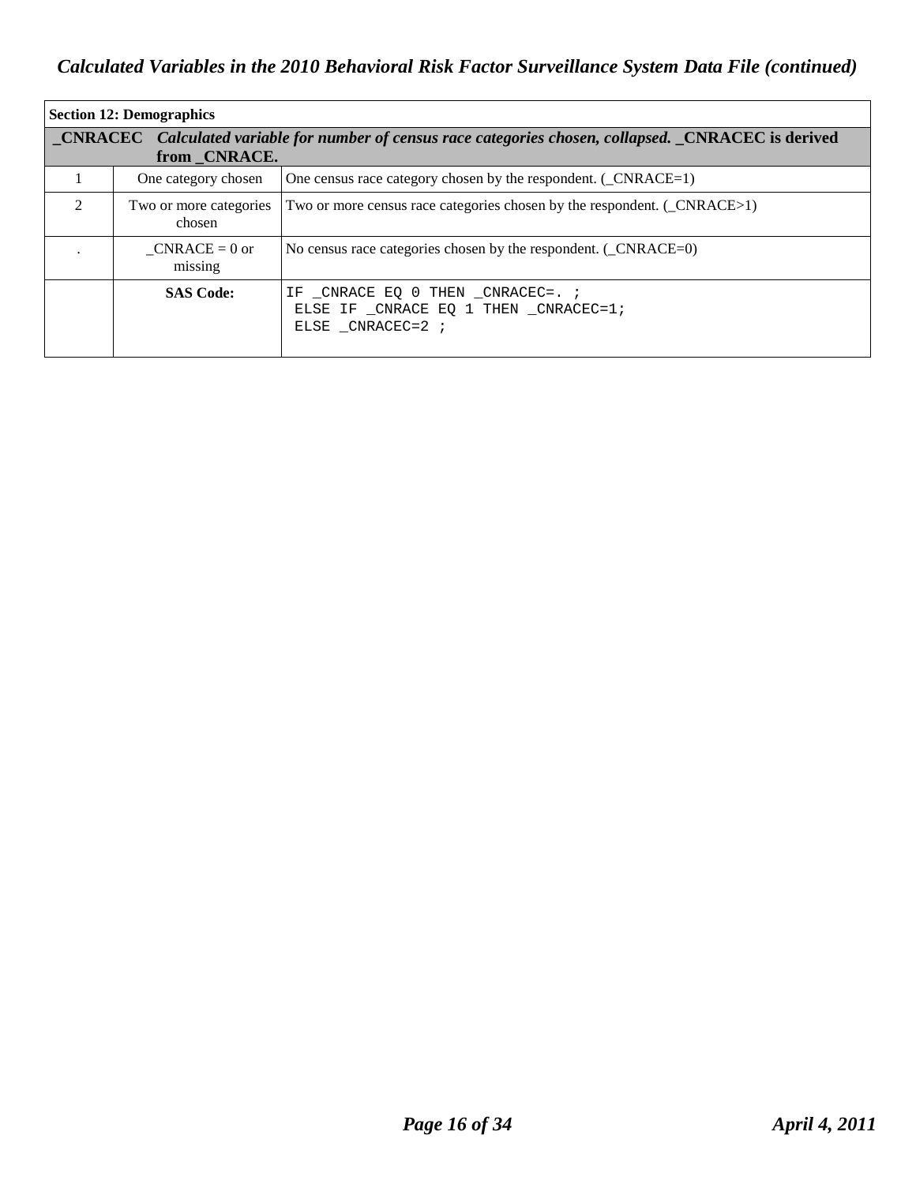| Section 12: Demographics | | |
|---|---|---|
| **_CNRACEC** ***Calculated variable for number of census race categories chosen, collapsed.*** **_CNRACEC is derived from _CNRACE.** | | |
| 1 | One category chosen | One census race category chosen by the respondent. (_CNRACE=1) |
| 2 | Two or more categories chosen | Two or more census race categories chosen by the respondent. (_CNRACE>1) |
| . | _CNRACE = 0 or missing | No census race categories chosen by the respondent. (_CNRACE=0) |
| | **SAS Code:** | `IF _CNRACE EQ 0 THEN _CNRACEC=. ;` `ELSE IF _CNRACE EQ 1 THEN _CNRACEC=1;` `ELSE _CNRACEC=2 ;` |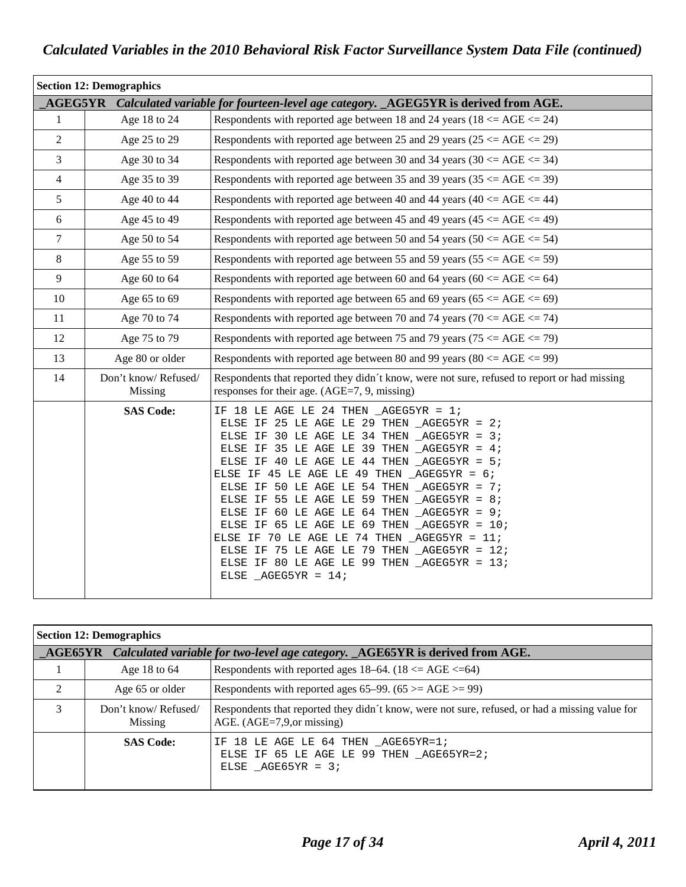## Section 12: Demographics

| _AGEG5YR | *Calculated variable for fourteen-level age category.* _AGEG5YR is derived from AGE. | |
|---|---|---|
| 1 | Age 18 to 24 | Respondents with reported age between 18 and 24 years (18 <= AGE <= 24) |
| 2 | Age 25 to 29 | Respondents with reported age between 25 and 29 years (25 <= AGE <= 29) |
| 3 | Age 30 to 34 | Respondents with reported age between 30 and 34 years (30 <= AGE <= 34) |
| 4 | Age 35 to 39 | Respondents with reported age between 35 and 39 years (35 <= AGE <= 39) |
| 5 | Age 40 to 44 | Respondents with reported age between 40 and 44 years (40 <= AGE <= 44) |
| 6 | Age 45 to 49 | Respondents with reported age between 45 and 49 years (45 <= AGE <= 49) |
| 7 | Age 50 to 54 | Respondents with reported age between 50 and 54 years (50 <= AGE <= 54) |
| 8 | Age 55 to 59 | Respondents with reported age between 55 and 59 years (55 <= AGE <= 59) |
| 9 | Age 60 to 64 | Respondents with reported age between 60 and 64 years (60 <= AGE <= 64) |
| 10 | Age 65 to 69 | Respondents with reported age between 65 and 69 years (65 <= AGE <= 69) |
| 11 | Age 70 to 74 | Respondents with reported age between 70 and 74 years (70 <= AGE <= 74) |
| 12 | Age 75 to 79 | Respondents with reported age between 75 and 79 years (75 <= AGE <= 79) |
| 13 | Age 80 or older | Respondents with reported age between 80 and 99 years (80 <= AGE <= 99) |
| 14 | Don't know/ Refused/ Missing | Respondents that reported they didn´t know, were not sure, refused to report or had missing responses for their age. (AGE=7, 9, missing) |
| | **SAS Code:** | See below |

```
IF 18 LE AGE LE 24 THEN _AGEG5YR = 1;
 ELSE IF 25 LE AGE LE 29 THEN _AGEG5YR = 2;
 ELSE IF 30 LE AGE LE 34 THEN _AGEG5YR = 3;
 ELSE IF 35 LE AGE LE 39 THEN _AGEG5YR = 4;
 ELSE IF 40 LE AGE LE 44 THEN _AGEG5YR = 5;
ELSE IF 45 LE AGE LE 49 THEN _AGEG5YR = 6;
 ELSE IF 50 LE AGE LE 54 THEN _AGEG5YR = 7;
 ELSE IF 55 LE AGE LE 59 THEN _AGEG5YR = 8;
 ELSE IF 60 LE AGE LE 64 THEN _AGEG5YR = 9;
 ELSE IF 65 LE AGE LE 69 THEN _AGEG5YR = 10;
ELSE IF 70 LE AGE LE 74 THEN _AGEG5YR = 11;
 ELSE IF 75 LE AGE LE 79 THEN _AGEG5YR = 12;
 ELSE IF 80 LE AGE LE 99 THEN _AGEG5YR = 13;
 ELSE _AGEG5YR = 14;
```

## Section 12: Demographics

| _AGE65YR | *Calculated variable for two-level age category.* _AGE65YR is derived from AGE. | |
|---|---|---|
| 1 | Age 18 to 64 | Respondents with reported ages 18–64. (18 <= AGE <=64) |
| 2 | Age 65 or older | Respondents with reported ages 65–99. (65 >= AGE >= 99) |
| 3 | Don't know/ Refused/ Missing | Respondents that reported they didn´t know, were not sure, refused, or had a missing value for AGE. (AGE=7,9,or missing) |
| | **SAS Code:** | See below |

```
IF 18 LE AGE LE 64 THEN _AGE65YR=1;
 ELSE IF 65 LE AGE LE 99 THEN _AGE65YR=2;
 ELSE _AGE65YR = 3;
```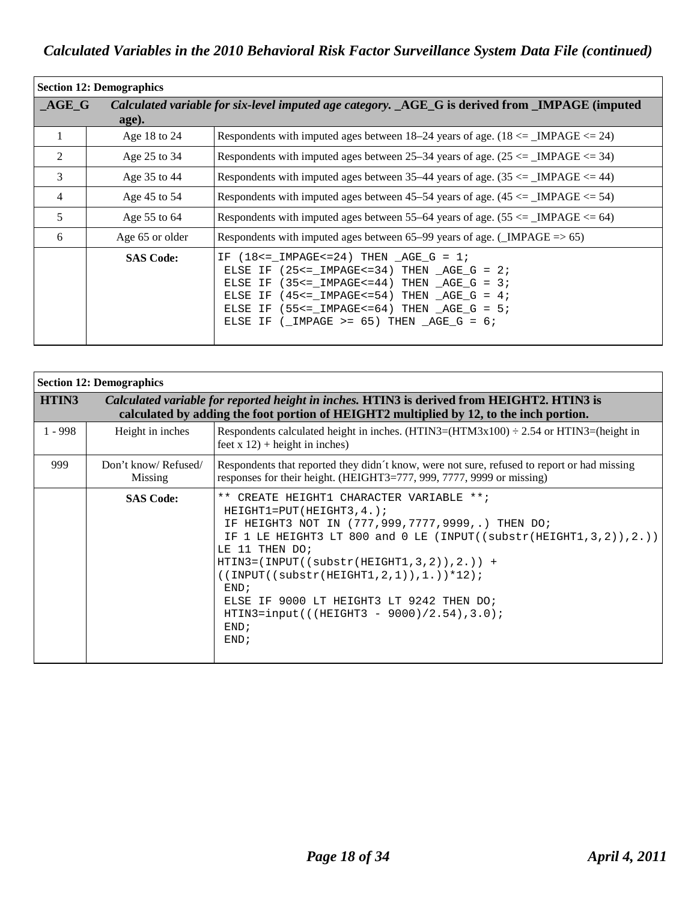*Calculated Variables in the 2010 Behavioral Risk Factor Surveillance System Data File (continued)*

| **Section 12: Demographics** | | |
|---|---|---|
| **_AGE_G** | ***Calculated variable for six-level imputed age category.* _AGE_G is derived from _IMPAGE (imputed age).** | |
| 1 | Age 18 to 24 | Respondents with imputed ages between 18–24 years of age. (18 <= _IMPAGE <= 24) |
| 2 | Age 25 to 34 | Respondents with imputed ages between 25–34 years of age. (25 <= _IMPAGE <= 34) |
| 3 | Age 35 to 44 | Respondents with imputed ages between 35–44 years of age. (35 <= _IMPAGE <= 44) |
| 4 | Age 45 to 54 | Respondents with imputed ages between 45–54 years of age. (45 <= _IMPAGE <= 54) |
| 5 | Age 55 to 64 | Respondents with imputed ages between 55–64 years of age. (55 <= _IMPAGE <= 64) |
| 6 | Age 65 or older | Respondents with imputed ages between 65–99 years of age. (_IMPAGE => 65) |
| | **SAS Code:** | See code below |

```
IF (18<=_IMPAGE<=24) THEN _AGE_G = 1;
 ELSE IF (25<=_IMPAGE<=34) THEN _AGE_G = 2;
 ELSE IF (35<=_IMPAGE<=44) THEN _AGE_G = 3;
 ELSE IF (45<=_IMPAGE<=54) THEN _AGE_G = 4;
 ELSE IF (55<=_IMPAGE<=64) THEN _AGE_G = 5;
 ELSE IF (_IMPAGE >= 65) THEN _AGE_G = 6;
```

| **Section 12: Demographics** | | |
|---|---|---|
| **HTIN3** | ***Calculated variable for reported height in inches.* HTIN3 is derived from HEIGHT2. HTIN3 is calculated by adding the foot portion of HEIGHT2 multiplied by 12, to the inch portion.** | |
| 1 - 998 | Height in inches | Respondents calculated height in inches. (HTIN3=(HTM3x100) ÷ 2.54 or HTIN3=(height in feet x 12) + height in inches) |
| 999 | Don't know/ Refused/ Missing | Respondents that reported they didn´t know, were not sure, refused to report or had missing responses for their height. (HEIGHT3=777, 999, 7777, 9999 or missing) |
| | **SAS Code:** | See code below |

```
** CREATE HEIGHT1 CHARACTER VARIABLE **;
 HEIGHT1=PUT(HEIGHT3,4.);
 IF HEIGHT3 NOT IN (777,999,7777,9999,.) THEN DO;
 IF 1 LE HEIGHT3 LT 800 and 0 LE (INPUT((substr(HEIGHT1,3,2)),2.))
LE 11 THEN DO;
HTIN3=(INPUT((substr(HEIGHT1,3,2)),2.)) +
((INPUT((substr(HEIGHT1,2,1)),1.))*12);
 END;
 ELSE IF 9000 LT HEIGHT3 LT 9242 THEN DO;
 HTIN3=input(((HEIGHT3 - 9000)/2.54),3.0);
 END;
 END;
```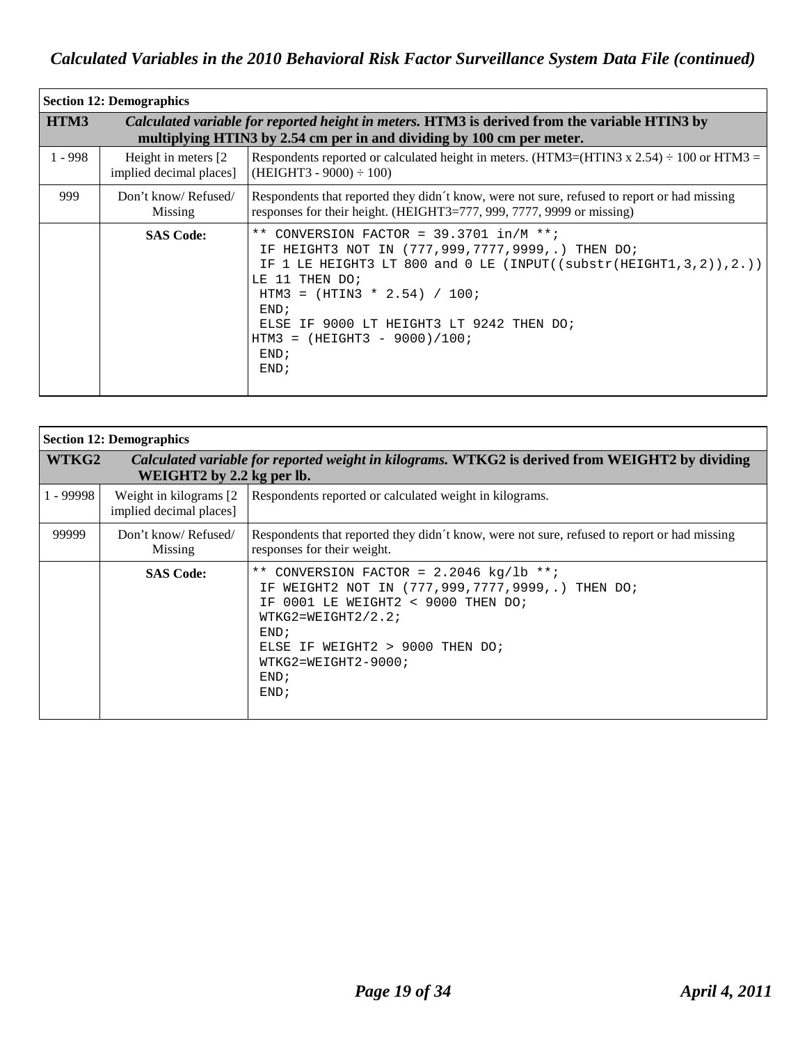## Calculated Variables in the 2010 Behavioral Risk Factor Surveillance System Data File (continued)

| Section 12: Demographics | | |
|---|---|---|
| **HTM3** | ***Calculated variable for reported height in meters.*** **HTM3 is derived from the variable HTIN3 by multiplying HTIN3 by 2.54 cm per in and dividing by 100 cm per meter.** | |
| 1 - 998 | Height in meters [2 implied decimal places] | Respondents reported or calculated height in meters. (HTM3=(HTIN3 x 2.54) ÷ 100 or HTM3 = (HEIGHT3 - 9000) ÷ 100) |
| 999 | Don't know/ Refused/ Missing | Respondents that reported they didn´t know, were not sure, refused to report or had missing responses for their height. (HEIGHT3=777, 999, 7777, 9999 or missing) |
| | **SAS Code:** | See code below |

```
** CONVERSION FACTOR = 39.3701 in/M **;
 IF HEIGHT3 NOT IN (777,999,7777,9999,.) THEN DO;
 IF 1 LE HEIGHT3 LT 800 and 0 LE (INPUT((substr(HEIGHT1,3,2)),2.)) LE 11 THEN DO;
 HTM3 = (HTIN3 * 2.54) / 100;
 END;
 ELSE IF 9000 LT HEIGHT3 LT 9242 THEN DO;
HTM3 = (HEIGHT3 - 9000)/100;
 END;
 END;
```

| Section 12: Demographics | | |
|---|---|---|
| **WTKG2** | ***Calculated variable for reported weight in kilograms.*** **WTKG2 is derived from WEIGHT2 by dividing WEIGHT2 by 2.2 kg per lb.** | |
| 1 - 99998 | Weight in kilograms [2 implied decimal places] | Respondents reported or calculated weight in kilograms. |
| 99999 | Don't know/ Refused/ Missing | Respondents that reported they didn´t know, were not sure, refused to report or had missing responses for their weight. |
| | **SAS Code:** | See code below |

```
** CONVERSION FACTOR = 2.2046 kg/lb **;
 IF WEIGHT2 NOT IN (777,999,7777,9999,.) THEN DO;
 IF 0001 LE WEIGHT2 < 9000 THEN DO;
 WTKG2=WEIGHT2/2.2;
 END;
 ELSE IF WEIGHT2 > 9000 THEN DO;
 WTKG2=WEIGHT2-9000;
 END;
 END;
```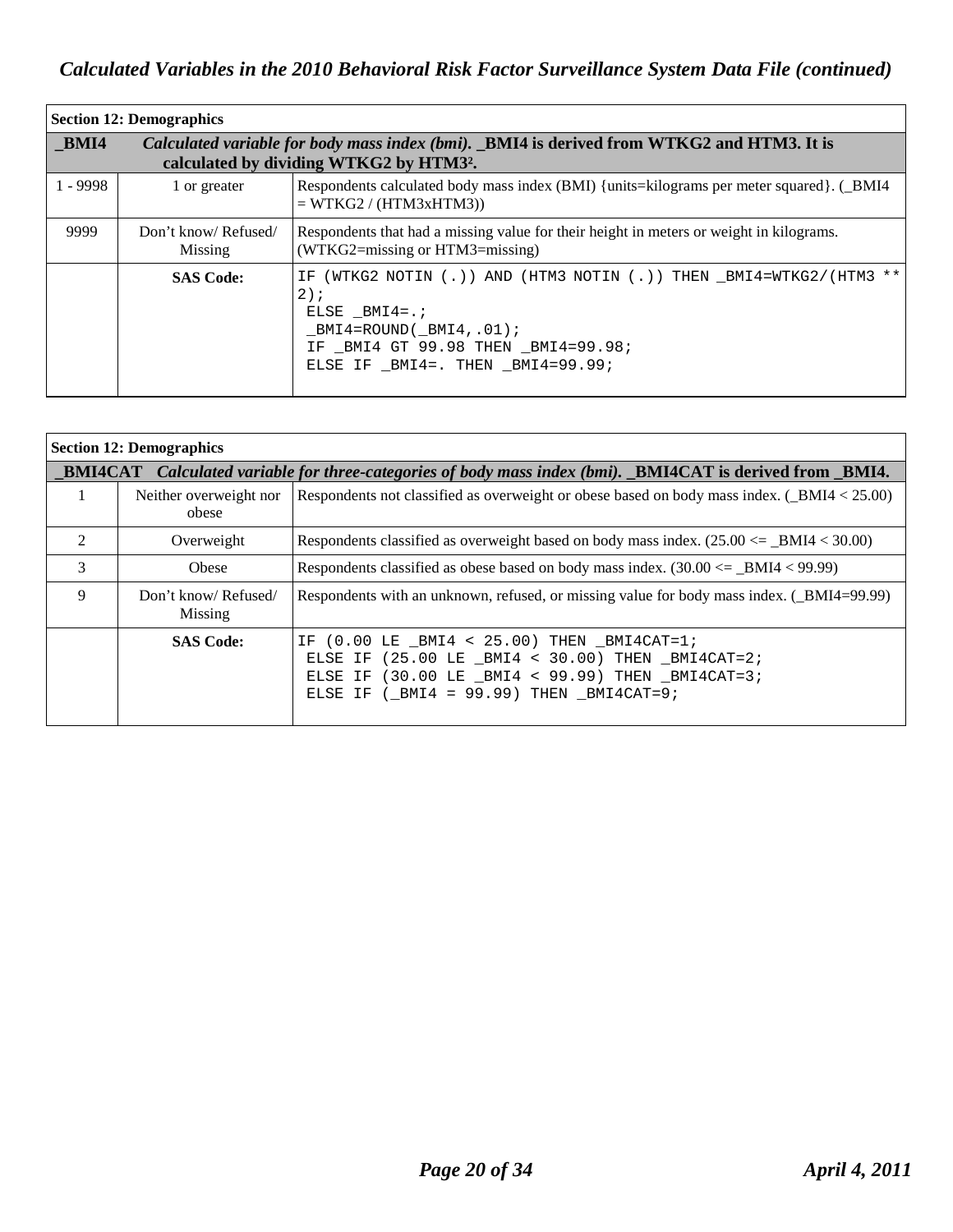| Section 12: Demographics | | |
|---|---|---|
| **_BMI4** | ***Calculated variable for body mass index (bmi).* _BMI4 is derived from WTKG2 and HTM3. It is calculated by dividing WTKG2 by HTM3².** | |
| 1 - 9998 | 1 or greater | Respondents calculated body mass index (BMI) {units=kilograms per meter squared}. (_BMI4 = WTKG2 / (HTM3xHTM3)) |
| 9999 | Don't know/ Refused/ Missing | Respondents that had a missing value for their height in meters or weight in kilograms. (WTKG2=missing or HTM3=missing) |
| | **SAS Code:** | `IF (WTKG2 NOTIN (.)) AND (HTM3 NOTIN (.)) THEN _BMI4=WTKG2/(HTM3 ** 2);` `ELSE _BMI4=.;` `_BMI4=ROUND(_BMI4,.01);` `IF _BMI4 GT 99.98 THEN _BMI4=99.98;` `ELSE IF _BMI4=. THEN _BMI4=99.99;` |

| Section 12: Demographics | | |
|---|---|---|
| **_BMI4CAT** | ***Calculated variable for three-categories of body mass index (bmi).* _BMI4CAT is derived from _BMI4.** | |
| 1 | Neither overweight nor obese | Respondents not classified as overweight or obese based on body mass index. (_BMI4 < 25.00) |
| 2 | Overweight | Respondents classified as overweight based on body mass index. (25.00 <= _BMI4 < 30.00) |
| 3 | Obese | Respondents classified as obese based on body mass index. (30.00 <= _BMI4 < 99.99) |
| 9 | Don't know/ Refused/ Missing | Respondents with an unknown, refused, or missing value for body mass index. (_BMI4=99.99) |
| | **SAS Code:** | `IF (0.00 LE _BMI4 < 25.00) THEN _BMI4CAT=1;` `ELSE IF (25.00 LE _BMI4 < 30.00) THEN _BMI4CAT=2;` `ELSE IF (30.00 LE _BMI4 < 99.99) THEN _BMI4CAT=3;` `ELSE IF (_BMI4 = 99.99) THEN _BMI4CAT=9;` |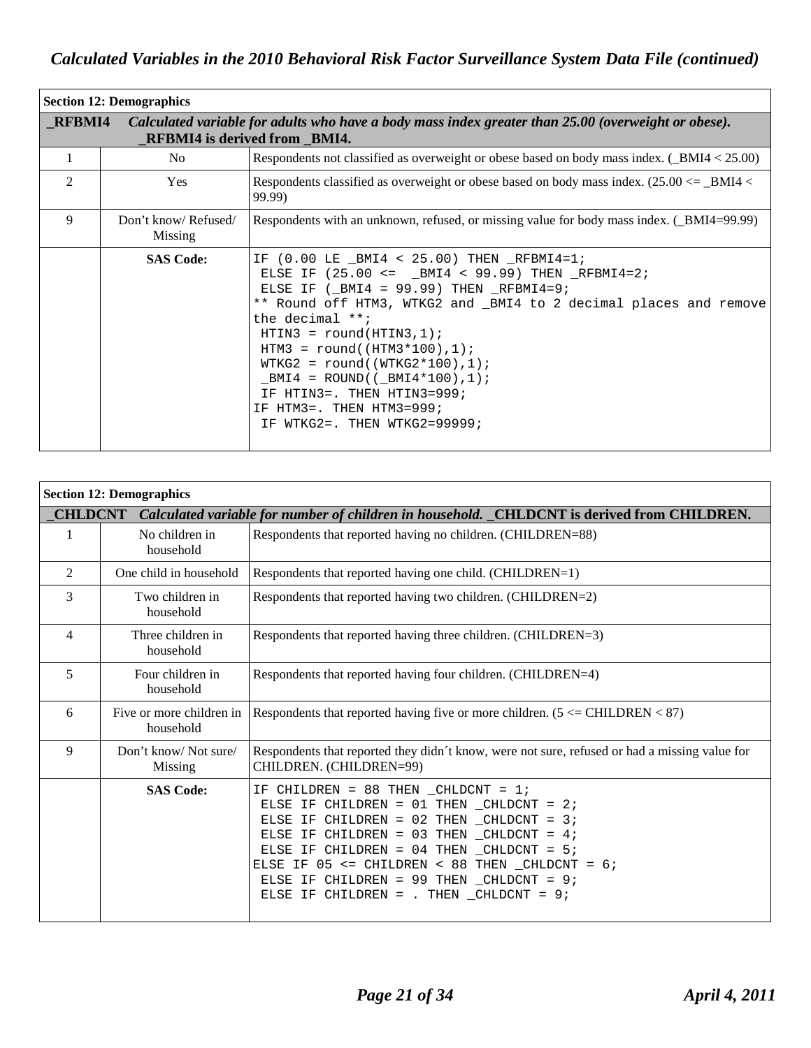## Section 12: Demographics

**_RFBMI4** *Calculated variable for adults who have a body mass index greater than 25.00 (overweight or obese).* **_RFBMI4 is derived from _BMI4.**

| Value | Label | Description |
|---|---|---|
| 1 | No | Respondents not classified as overweight or obese based on body mass index. (_BMI4 < 25.00) |
| 2 | Yes | Respondents classified as overweight or obese based on body mass index. (25.00 <= _BMI4 < 99.99) |
| 9 | Don't know/ Refused/ Missing | Respondents with an unknown, refused, or missing value for body mass index. (_BMI4=99.99) |
| | **SAS Code:** | See below |

```
IF (0.00 LE _BMI4 < 25.00) THEN _RFBMI4=1;
 ELSE IF (25.00 <=  _BMI4 < 99.99) THEN _RFBMI4=2;
 ELSE IF (_BMI4 = 99.99) THEN _RFBMI4=9;
** Round off HTM3, WTKG2 and _BMI4 to 2 decimal places and remove
the decimal **;
 HTIN3 = round(HTIN3,1);
 HTM3 = round((HTM3*100),1);
 WTKG2 = round((WTKG2*100),1);
 _BMI4 = ROUND((_BMI4*100),1);
 IF HTIN3=. THEN HTIN3=999;
IF HTM3=. THEN HTM3=999;
 IF WTKG2=. THEN WTKG2=99999;
```

## Section 12: Demographics

**_CHLDCNT** *Calculated variable for number of children in household.* **_CHLDCNT is derived from CHILDREN.**

| Value | Label | Description |
|---|---|---|
| 1 | No children in household | Respondents that reported having no children. (CHILDREN=88) |
| 2 | One child in household | Respondents that reported having one child. (CHILDREN=1) |
| 3 | Two children in household | Respondents that reported having two children. (CHILDREN=2) |
| 4 | Three children in household | Respondents that reported having three children. (CHILDREN=3) |
| 5 | Four children in household | Respondents that reported having four children. (CHILDREN=4) |
| 6 | Five or more children in household | Respondents that reported having five or more children. (5 <= CHILDREN < 87) |
| 9 | Don't know/ Not sure/ Missing | Respondents that reported they didn´t know, were not sure, refused or had a missing value for CHILDREN. (CHILDREN=99) |
| | **SAS Code:** | See below |

```
IF CHILDREN = 88 THEN _CHLDCNT = 1;
 ELSE IF CHILDREN = 01 THEN _CHLDCNT = 2;
 ELSE IF CHILDREN = 02 THEN _CHLDCNT = 3;
 ELSE IF CHILDREN = 03 THEN _CHLDCNT = 4;
 ELSE IF CHILDREN = 04 THEN _CHLDCNT = 5;
ELSE IF 05 <= CHILDREN < 88 THEN _CHLDCNT = 6;
 ELSE IF CHILDREN = 99 THEN _CHLDCNT = 9;
 ELSE IF CHILDREN = . THEN _CHLDCNT = 9;
```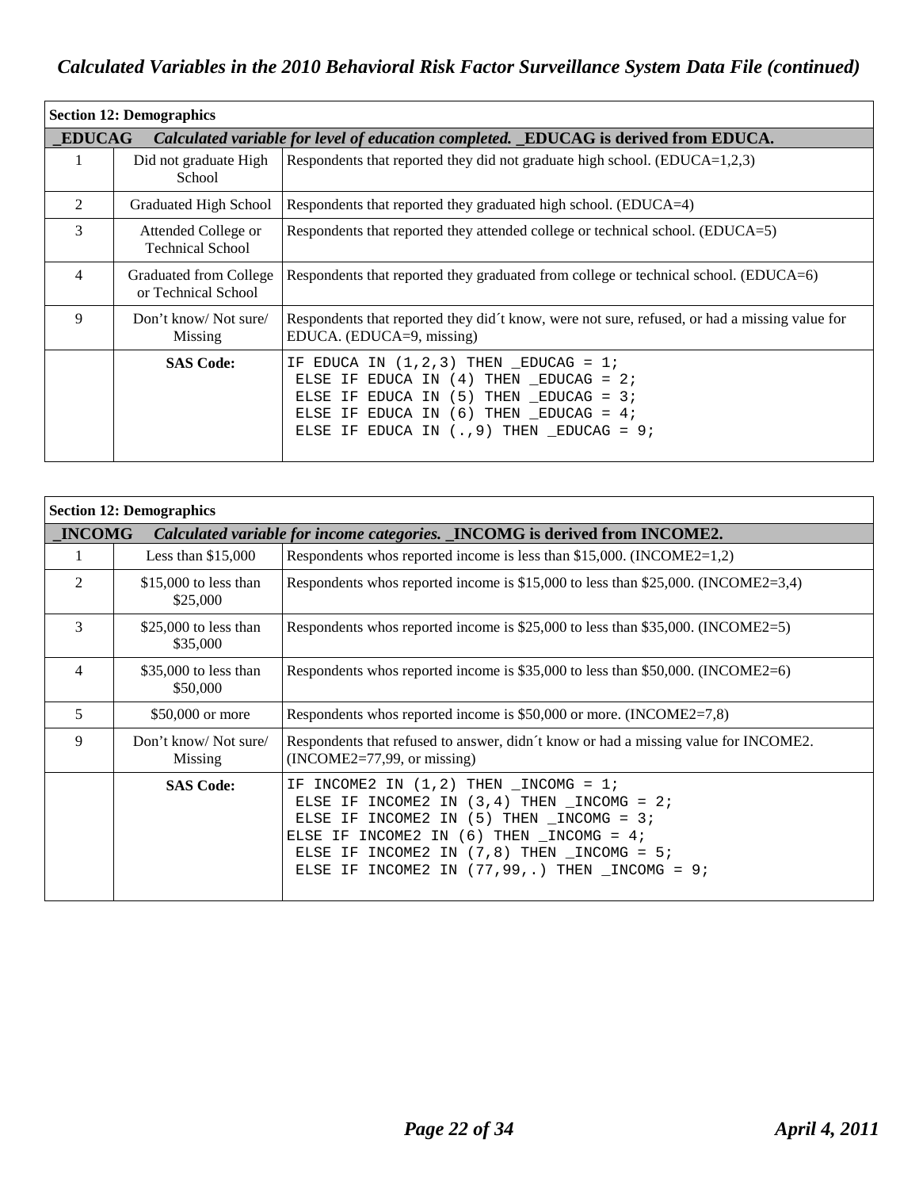## Calculated Variables in the 2010 Behavioral Risk Factor Surveillance System Data File (continued)

| Section 12: Demographics | | |
|---|---|---|
| **_EDUCAG** | *Calculated variable for level of education completed.* **_EDUCAG is derived from EDUCA.** | |
| 1 | Did not graduate High School | Respondents that reported they did not graduate high school. (EDUCA=1,2,3) |
| 2 | Graduated High School | Respondents that reported they graduated high school. (EDUCA=4) |
| 3 | Attended College or Technical School | Respondents that reported they attended college or technical school. (EDUCA=5) |
| 4 | Graduated from College or Technical School | Respondents that reported they graduated from college or technical school. (EDUCA=6) |
| 9 | Don't know/ Not sure/ Missing | Respondents that reported they did´t know, were not sure, refused, or had a missing value for EDUCA. (EDUCA=9, missing) |
| | **SAS Code:** | IF EDUCA IN (1,2,3) THEN _EDUCAG = 1; ELSE IF EDUCA IN (4) THEN _EDUCAG = 2; ELSE IF EDUCA IN (5) THEN _EDUCAG = 3; ELSE IF EDUCA IN (6) THEN _EDUCAG = 4; ELSE IF EDUCA IN (.,9) THEN _EDUCAG = 9; |

```
IF EDUCA IN (1,2,3) THEN _EDUCAG = 1;
 ELSE IF EDUCA IN (4) THEN _EDUCAG = 2;
 ELSE IF EDUCA IN (5) THEN _EDUCAG = 3;
 ELSE IF EDUCA IN (6) THEN _EDUCAG = 4;
 ELSE IF EDUCA IN (.,9) THEN _EDUCAG = 9;
```

| Section 12: Demographics | | |
|---|---|---|
| **_INCOMG** | *Calculated variable for income categories.* **_INCOMG is derived from INCOME2.** | |
| 1 | Less than $15,000 | Respondents whos reported income is less than $15,000. (INCOME2=1,2) |
| 2 | $15,000 to less than $25,000 | Respondents whos reported income is $15,000 to less than $25,000. (INCOME2=3,4) |
| 3 | $25,000 to less than $35,000 | Respondents whos reported income is $25,000 to less than $35,000. (INCOME2=5) |
| 4 | $35,000 to less than $50,000 | Respondents whos reported income is $35,000 to less than $50,000. (INCOME2=6) |
| 5 | $50,000 or more | Respondents whos reported income is $50,000 or more. (INCOME2=7,8) |
| 9 | Don't know/ Not sure/ Missing | Respondents that refused to answer, didn´t know or had a missing value for INCOME2. (INCOME2=77,99, or missing) |
| | **SAS Code:** | IF INCOME2 IN (1,2) THEN _INCOMG = 1; ELSE IF INCOME2 IN (3,4) THEN _INCOMG = 2; ELSE IF INCOME2 IN (5) THEN _INCOMG = 3; ELSE IF INCOME2 IN (6) THEN _INCOMG = 4; ELSE IF INCOME2 IN (7,8) THEN _INCOMG = 5; ELSE IF INCOME2 IN (77,99,.) THEN _INCOMG = 9; |

```
IF INCOME2 IN (1,2) THEN _INCOMG = 1;
 ELSE IF INCOME2 IN (3,4) THEN _INCOMG = 2;
 ELSE IF INCOME2 IN (5) THEN _INCOMG = 3;
ELSE IF INCOME2 IN (6) THEN _INCOMG = 4;
 ELSE IF INCOME2 IN (7,8) THEN _INCOMG = 5;
 ELSE IF INCOME2 IN (77,99,.) THEN _INCOMG = 9;
```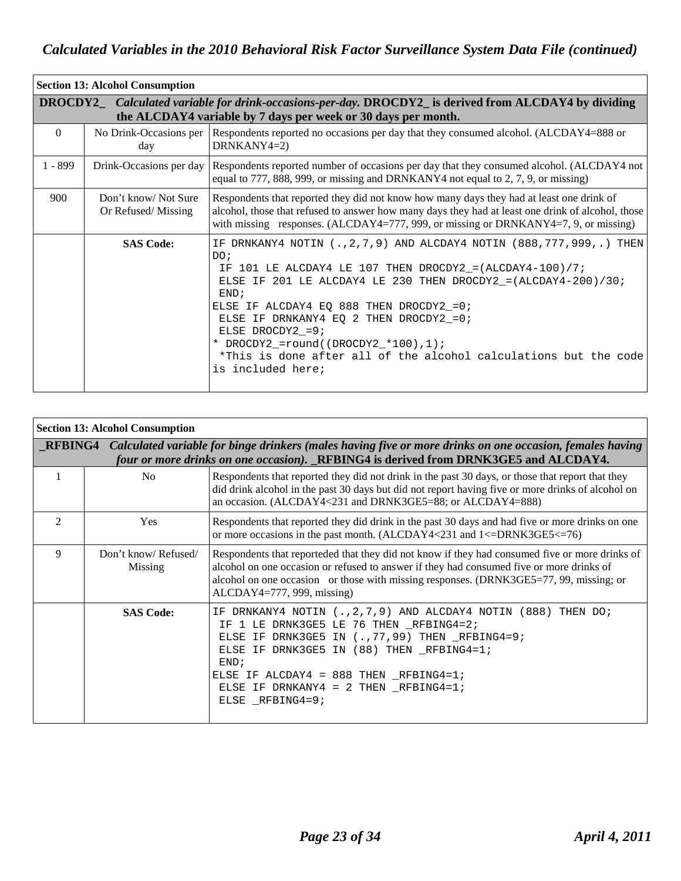## Calculated Variables in the 2010 Behavioral Risk Factor Surveillance System Data File (continued)

| Section 13: Alcohol Consumption | | |
|---|---|---|
| **DROCDY2_** *Calculated variable for drink-occasions-per-day.* **DROCDY2_ is derived from ALCDAY4 by dividing the ALCDAY4 variable by 7 days per week or 30 days per month.** | | |
| 0 | No Drink-Occasions per day | Respondents reported no occasions per day that they consumed alcohol. (ALCDAY4=888 or DRNKANY4=2) |
| 1 - 899 | Drink-Occasions per day | Respondents reported number of occasions per day that they consumed alcohol. (ALCDAY4 not equal to 777, 888, 999, or missing and DRNKANY4 not equal to 2, 7, 9, or missing) |
| 900 | Don't know/ Not Sure Or Refused/ Missing | Respondents that reported they did not know how many days they had at least one drink of alcohol, those that refused to answer how many days they had at least one drink of alcohol, those with missing responses. (ALCDAY4=777, 999, or missing or DRNKANY4=7, 9, or missing) |
| | **SAS Code:** | IF DRNKANY4 NOTIN (.,2,7,9) AND ALCDAY4 NOTIN (888,777,999,.) THEN DO; IF 101 LE ALCDAY4 LE 107 THEN DROCDY2_=(ALCDAY4-100)/7; ELSE IF 201 LE ALCDAY4 LE 230 THEN DROCDY2_=(ALCDAY4-200)/30; END; ELSE IF ALCDAY4 EQ 888 THEN DROCDY2_=0; ELSE IF DRNKANY4 EQ 2 THEN DROCDY2_=0; ELSE DROCDY2_=9; * DROCDY2_=round((DROCDY2_*100),1); *This is done after all of the alcohol calculations but the code is included here; |

```
IF DRNKANY4 NOTIN (.,2,7,9) AND ALCDAY4 NOTIN (888,777,999,.) THEN
DO;
 IF 101 LE ALCDAY4 LE 107 THEN DROCDY2_=(ALCDAY4-100)/7;
 ELSE IF 201 LE ALCDAY4 LE 230 THEN DROCDY2_=(ALCDAY4-200)/30;
 END;
ELSE IF ALCDAY4 EQ 888 THEN DROCDY2_=0;
 ELSE IF DRNKANY4 EQ 2 THEN DROCDY2_=0;
 ELSE DROCDY2_=9;
* DROCDY2_=round((DROCDY2_*100),1);
 *This is done after all of the alcohol calculations but the code
is included here;
```

| Section 13: Alcohol Consumption | | |
|---|---|---|
| **_RFBING4** *Calculated variable for binge drinkers (males having five or more drinks on one occasion, females having four or more drinks on one occasion).* **_RFBING4 is derived from DRNK3GE5 and ALCDAY4.** | | |
| 1 | No | Respondents that reported they did not drink in the past 30 days, or those that report that they did drink alcohol in the past 30 days but did not report having five or more drinks of alcohol on an occasion. (ALCDAY4<231 and DRNK3GE5=88; or ALCDAY4=888) |
| 2 | Yes | Respondents that reported they did drink in the past 30 days and had five or more drinks on one or more occasions in the past month. (ALCDAY4<231 and 1<=DRNK3GE5<=76) |
| 9 | Don't know/ Refused/ Missing | Respondents that reporteded that they did not know if they had consumed five or more drinks of alcohol on one occasion or refused to answer if they had consumed five or more drinks of alcohol on one occasion or those with missing responses. (DRNK3GE5=77, 99, missing; or ALCDAY4=777, 999, missing) |
| | **SAS Code:** | IF DRNKANY4 NOTIN (.,2,7,9) AND ALCDAY4 NOTIN (888) THEN DO; IF 1 LE DRNK3GE5 LE 76 THEN _RFBING4=2; ELSE IF DRNK3GE5 IN (.,77,99) THEN _RFBING4=9; ELSE IF DRNK3GE5 IN (88) THEN _RFBING4=1; END; ELSE IF ALCDAY4 = 888 THEN _RFBING4=1; ELSE IF DRNKANY4 = 2 THEN _RFBING4=1; ELSE _RFBING4=9; |

```
IF DRNKANY4 NOTIN (.,2,7,9) AND ALCDAY4 NOTIN (888) THEN DO;
 IF 1 LE DRNK3GE5 LE 76 THEN _RFBING4=2;
 ELSE IF DRNK3GE5 IN (.,77,99) THEN _RFBING4=9;
 ELSE IF DRNK3GE5 IN (88) THEN _RFBING4=1;
 END;
ELSE IF ALCDAY4 = 888 THEN _RFBING4=1;
 ELSE IF DRNKANY4 = 2 THEN _RFBING4=1;
 ELSE _RFBING4=9;
```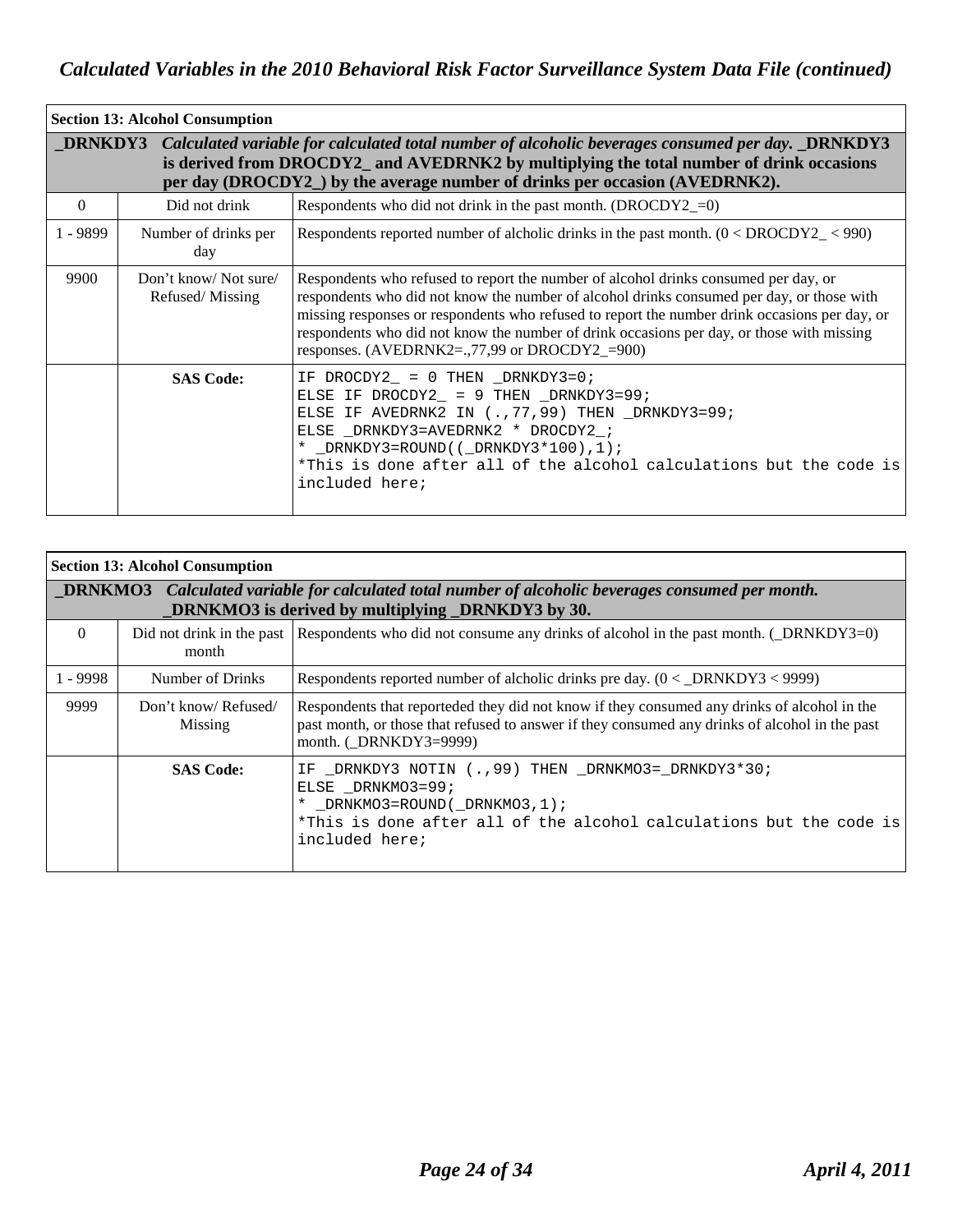## Calculated Variables in the 2010 Behavioral Risk Factor Surveillance System Data File (continued)

| Section 13: Alcohol Consumption | | |
|---|---|---|
| **_DRNKDY3** *Calculated variable for calculated total number of alcoholic beverages consumed per day.* **_DRNKDY3 is derived from DROCDY2_ and AVEDRNK2 by multiplying the total number of drink occasions per day (DROCDY2_) by the average number of drinks per occasion (AVEDRNK2).** | | |
| 0 | Did not drink | Respondents who did not drink in the past month. (DROCDY2_=0) |
| 1 - 9899 | Number of drinks per day | Respondents reported number of alcholic drinks in the past month. (0 < DROCDY2_ < 990) |
| 9900 | Don't know/ Not sure/ Refused/ Missing | Respondents who refused to report the number of alcohol drinks consumed per day, or respondents who did not know the number of alcohol drinks consumed per day, or those with missing responses or respondents who refused to report the number drink occasions per day, or respondents who did not know the number of drink occasions per day, or those with missing responses. (AVEDRNK2=.,77,99 or DROCDY2_=900) |
| | **SAS Code:** | IF DROCDY2_ = 0 THEN _DRNKDY3=0;<br>ELSE IF DROCDY2_ = 9 THEN _DRNKDY3=99;<br>ELSE IF AVEDRNK2 IN (.,77,99) THEN _DRNKDY3=99;<br>ELSE _DRNKDY3=AVEDRNK2 * DROCDY2_;<br>* _DRNKDY3=ROUND((_DRNKDY3*100),1);<br>*This is done after all of the alcohol calculations but the code is included here; |

| Section 13: Alcohol Consumption | | |
|---|---|---|
| **_DRNKMO3** *Calculated variable for calculated total number of alcoholic beverages consumed per month.* **_DRNKMO3 is derived by multiplying _DRNKDY3 by 30.** | | |
| 0 | Did not drink in the past month | Respondents who did not consume any drinks of alcohol in the past month. (_DRNKDY3=0) |
| 1 - 9998 | Number of Drinks | Respondents reported number of alcholic drinks pre day. (0 < _DRNKDY3 < 9999) |
| 9999 | Don't know/ Refused/ Missing | Respondents that reporteded they did not know if they consumed any drinks of alcohol in the past month, or those that refused to answer if they consumed any drinks of alcohol in the past month. (_DRNKDY3=9999) |
| | **SAS Code:** | IF _DRNKDY3 NOTIN (.,99) THEN _DRNKMO3=_DRNKDY3*30;<br>ELSE _DRNKMO3=99;<br>* _DRNKMO3=ROUND(_DRNKMO3,1);<br>*This is done after all of the alcohol calculations but the code is included here; |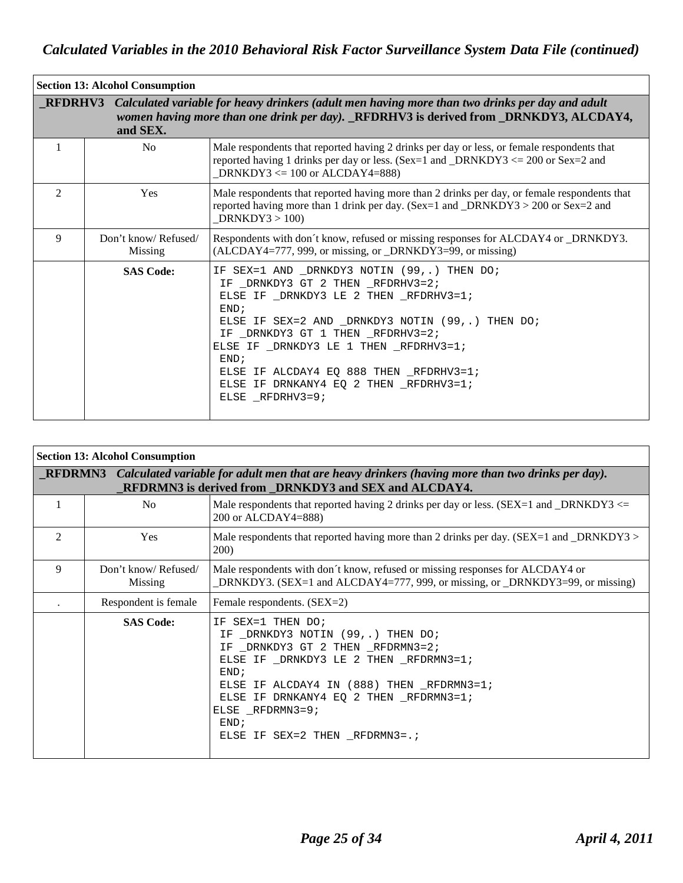## Calculated Variables in the 2010 Behavioral Risk Factor Surveillance System Data File (continued)

| Section 13: Alcohol Consumption | | |
|---|---|---|
| **_RFDRHV3** | ***Calculated variable for heavy drinkers (adult men having more than two drinks per day and adult women having more than one drink per day).* _RFDRHV3 is derived from _DRNKDY3, ALCDAY4, and SEX.** | |
| 1 | No | Male respondents that reported having 2 drinks per day or less, or female respondents that reported having 1 drinks per day or less. (Sex=1 and _DRNKDY3 <= 200 or Sex=2 and _DRNKDY3 <= 100 or ALCDAY4=888) |
| 2 | Yes | Male respondents that reported having more than 2 drinks per day, or female respondents that reported having more than 1 drink per day. (Sex=1 and _DRNKDY3 > 200 or Sex=2 and _DRNKDY3 > 100) |
| 9 | Don't know/ Refused/ Missing | Respondents with don´t know, refused or missing responses for ALCDAY4 or _DRNKDY3. (ALCDAY4=777, 999, or missing, or _DRNKDY3=99, or missing) |
| | **SAS Code:** | See code below |

```
IF SEX=1 AND _DRNKDY3 NOTIN (99,.) THEN DO;
 IF _DRNKDY3 GT 2 THEN _RFDRHV3=2;
 ELSE IF _DRNKDY3 LE 2 THEN _RFDRHV3=1;
 END;
 ELSE IF SEX=2 AND _DRNKDY3 NOTIN (99,.) THEN DO;
 IF _DRNKDY3 GT 1 THEN _RFDRHV3=2;
ELSE IF _DRNKDY3 LE 1 THEN _RFDRHV3=1;
 END;
 ELSE IF ALCDAY4 EQ 888 THEN _RFDRHV3=1;
 ELSE IF DRNKANY4 EQ 2 THEN _RFDRHV3=1;
 ELSE _RFDRHV3=9;
```

| Section 13: Alcohol Consumption | | |
|---|---|---|
| **_RFDRMN3** | ***Calculated variable for adult men that are heavy drinkers (having more than two drinks per day).* _RFDRMN3 is derived from _DRNKDY3 and SEX and ALCDAY4.** | |
| 1 | No | Male respondents that reported having 2 drinks per day or less. (SEX=1 and _DRNKDY3 <= 200 or ALCDAY4=888) |
| 2 | Yes | Male respondents that reported having more than 2 drinks per day. (SEX=1 and _DRNKDY3 > 200) |
| 9 | Don't know/ Refused/ Missing | Male respondents with don´t know, refused or missing responses for ALCDAY4 or _DRNKDY3. (SEX=1 and ALCDAY4=777, 999, or missing, or _DRNKDY3=99, or missing) |
| . | Respondent is female | Female respondents. (SEX=2) |
| | **SAS Code:** | See code below |

```
IF SEX=1 THEN DO;
 IF _DRNKDY3 NOTIN (99,.) THEN DO;
 IF _DRNKDY3 GT 2 THEN _RFDRMN3=2;
 ELSE IF _DRNKDY3 LE 2 THEN _RFDRMN3=1;
 END;
 ELSE IF ALCDAY4 IN (888) THEN _RFDRMN3=1;
 ELSE IF DRNKANY4 EQ 2 THEN _RFDRMN3=1;
ELSE _RFDRMN3=9;
 END;
 ELSE IF SEX=2 THEN _RFDRMN3=.;
```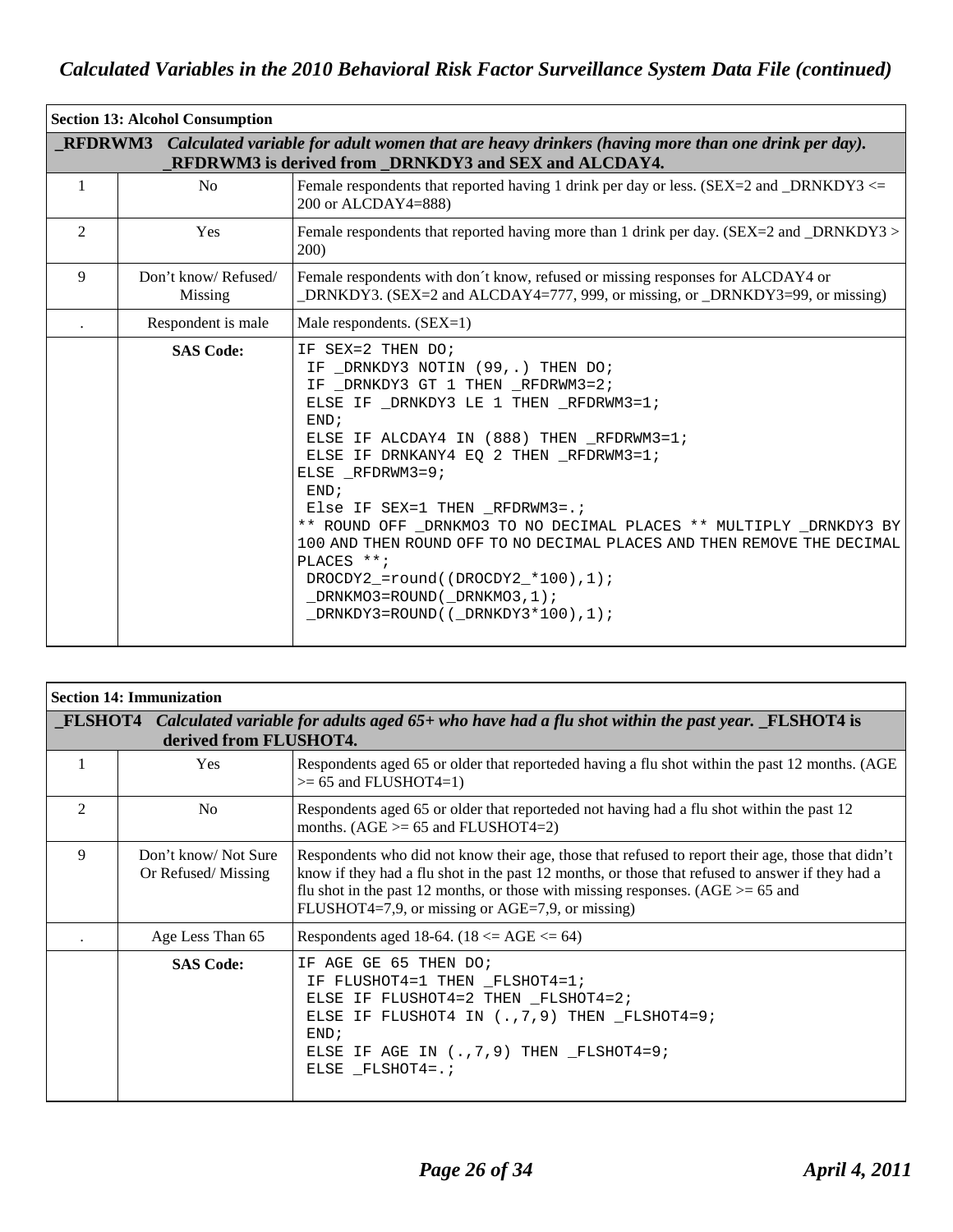## Calculated Variables in the 2010 Behavioral Risk Factor Surveillance System Data File (continued)

| **Section 13: Alcohol Consumption** | | |
|---|---|---|
| **_RFDRWM3** *Calculated variable for adult women that are heavy drinkers (having more than one drink per day).* **_RFDRWM3 is derived from _DRNKDY3 and SEX and ALCDAY4.** | | |
| 1 | No | Female respondents that reported having 1 drink per day or less. (SEX=2 and _DRNKDY3 <= 200 or ALCDAY4=888) |
| 2 | Yes | Female respondents that reported having more than 1 drink per day. (SEX=2 and _DRNKDY3 > 200) |
| 9 | Don't know/ Refused/ Missing | Female respondents with don´t know, refused or missing responses for ALCDAY4 or _DRNKDY3. (SEX=2 and ALCDAY4=777, 999, or missing, or _DRNKDY3=99, or missing) |
| . | Respondent is male | Male respondents. (SEX=1) |
| | **SAS Code:** | See code below |

```
IF SEX=2 THEN DO;
 IF _DRNKDY3 NOTIN (99,.) THEN DO;
 IF _DRNKDY3 GT 1 THEN _RFDRWM3=2;
 ELSE IF _DRNKDY3 LE 1 THEN _RFDRWM3=1;
 END;
 ELSE IF ALCDAY4 IN (888) THEN _RFDRWM3=1;
 ELSE IF DRNKANY4 EQ 2 THEN _RFDRWM3=1;
ELSE _RFDRWM3=9;
 END;
 Else IF SEX=1 THEN _RFDRWM3=.;
** ROUND OFF _DRNKMO3 TO NO DECIMAL PLACES ** MULTIPLY _DRNKDY3 BY
100 AND THEN ROUND OFF TO NO DECIMAL PLACES AND THEN REMOVE THE DECIMAL
PLACES **;
 DROCDY2_=round((DROCDY2_*100),1);
 _DRNKMO3=ROUND(_DRNKMO3,1);
 _DRNKDY3=ROUND((_DRNKDY3*100),1);
```

| **Section 14: Immunization** | | |
|---|---|---|
| **_FLSHOT4** *Calculated variable for adults aged 65+ who have had a flu shot within the past year.* **_FLSHOT4 is derived from FLUSHOT4.** | | |
| 1 | Yes | Respondents aged 65 or older that reporteded having a flu shot within the past 12 months. (AGE >= 65 and FLUSHOT4=1) |
| 2 | No | Respondents aged 65 or older that reporteded not having had a flu shot within the past 12 months. (AGE >= 65 and FLUSHOT4=2) |
| 9 | Don't know/ Not Sure Or Refused/ Missing | Respondents who did not know their age, those that refused to report their age, those that didn't know if they had a flu shot in the past 12 months, or those that refused to answer if they had a flu shot in the past 12 months, or those with missing responses. (AGE >= 65 and FLUSHOT4=7,9, or missing or AGE=7,9, or missing) |
| . | Age Less Than 65 | Respondents aged 18-64. (18 <= AGE <= 64) |
| | **SAS Code:** | See code below |

```
IF AGE GE 65 THEN DO;
 IF FLUSHOT4=1 THEN _FLSHOT4=1;
 ELSE IF FLUSHOT4=2 THEN _FLSHOT4=2;
 ELSE IF FLUSHOT4 IN (.,7,9) THEN _FLSHOT4=9;
 END;
 ELSE IF AGE IN (.,7,9) THEN _FLSHOT4=9;
 ELSE _FLSHOT4=.;
```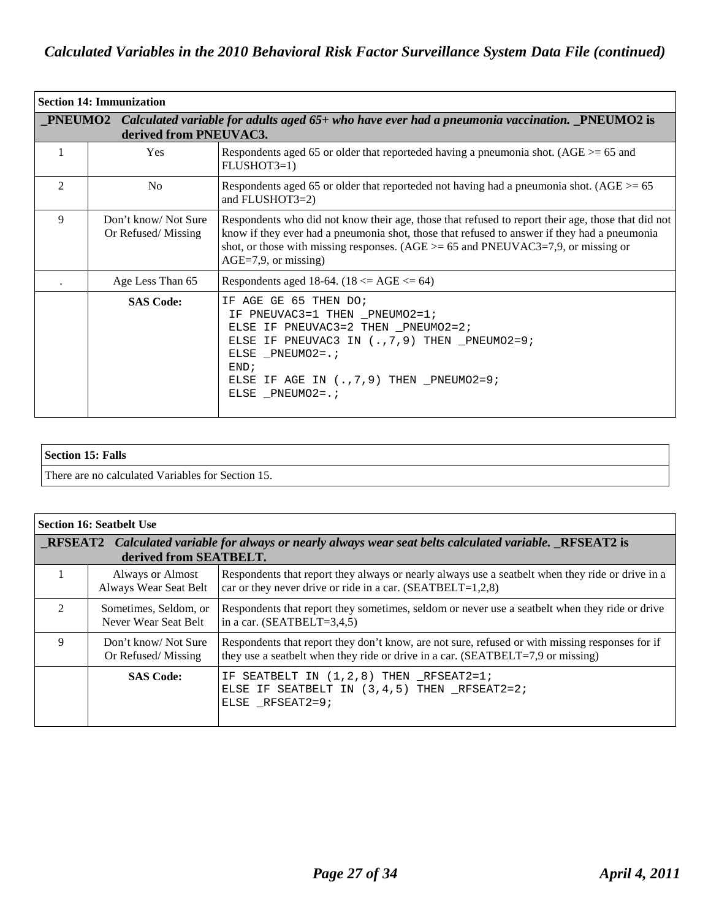## Section 14: Immunization

| **_PNEUMO2** | *Calculated variable for adults aged 65+ who have ever had a pneumonia vaccination. _PNEUMO2 is derived from PNEUVAC3.* | |
|---|---|---|
| 1 | Yes | Respondents aged 65 or older that reporteded having a pneumonia shot. (AGE >= 65 and FLUSHOT3=1) |
| 2 | No | Respondents aged 65 or older that reporteded not having had a pneumonia shot. (AGE >= 65 and FLUSHOT3=2) |
| 9 | Don't know/ Not Sure Or Refused/ Missing | Respondents who did not know their age, those that refused to report their age, those that did not know if they ever had a pneumonia shot, those that refused to answer if they had a pneumonia shot, or those with missing responses. (AGE >= 65 and PNEUVAC3=7,9, or missing or AGE=7,9, or missing) |
| . | Age Less Than 65 | Respondents aged 18-64. (18 <= AGE <= 64) |
| | **SAS Code:** | `IF AGE GE 65 THEN DO; IF PNEUVAC3=1 THEN _PNEUMO2=1; ELSE IF PNEUVAC3=2 THEN _PNEUMO2=2; ELSE IF PNEUVAC3 IN (.,7,9) THEN _PNEUMO2=9; ELSE _PNEUMO2=.; END; ELSE IF AGE IN (.,7,9) THEN _PNEUMO2=9; ELSE _PNEUMO2=.;` |

```
IF AGE GE 65 THEN DO;
 IF PNEUVAC3=1 THEN _PNEUMO2=1;
 ELSE IF PNEUVAC3=2 THEN _PNEUMO2=2;
 ELSE IF PNEUVAC3 IN (.,7,9) THEN _PNEUMO2=9;
 ELSE _PNEUMO2=.;
 END;
 ELSE IF AGE IN (.,7,9) THEN _PNEUMO2=9;
 ELSE _PNEUMO2=.;
```

## Section 15: Falls

There are no calculated Variables for Section 15.

## Section 16: Seatbelt Use

| **_RFSEAT2** | *Calculated variable for always or nearly always wear seat belts calculated variable. _RFSEAT2 is derived from SEATBELT.* | |
|---|---|---|
| 1 | Always or Almost Always Wear Seat Belt | Respondents that report they always or nearly always use a seatbelt when they ride or drive in a car or they never drive or ride in a car. (SEATBELT=1,2,8) |
| 2 | Sometimes, Seldom, or Never Wear Seat Belt | Respondents that report they sometimes, seldom or never use a seatbelt when they ride or drive in a car. (SEATBELT=3,4,5) |
| 9 | Don't know/ Not Sure Or Refused/ Missing | Respondents that report they don't know, are not sure, refused or with missing responses for if they use a seatbelt when they ride or drive in a car. (SEATBELT=7,9 or missing) |
| | **SAS Code:** | `IF SEATBELT IN (1,2,8) THEN _RFSEAT2=1; ELSE IF SEATBELT IN (3,4,5) THEN _RFSEAT2=2; ELSE _RFSEAT2=9;` |

```
IF SEATBELT IN (1,2,8) THEN _RFSEAT2=1;
ELSE IF SEATBELT IN (3,4,5) THEN _RFSEAT2=2;
ELSE _RFSEAT2=9;
```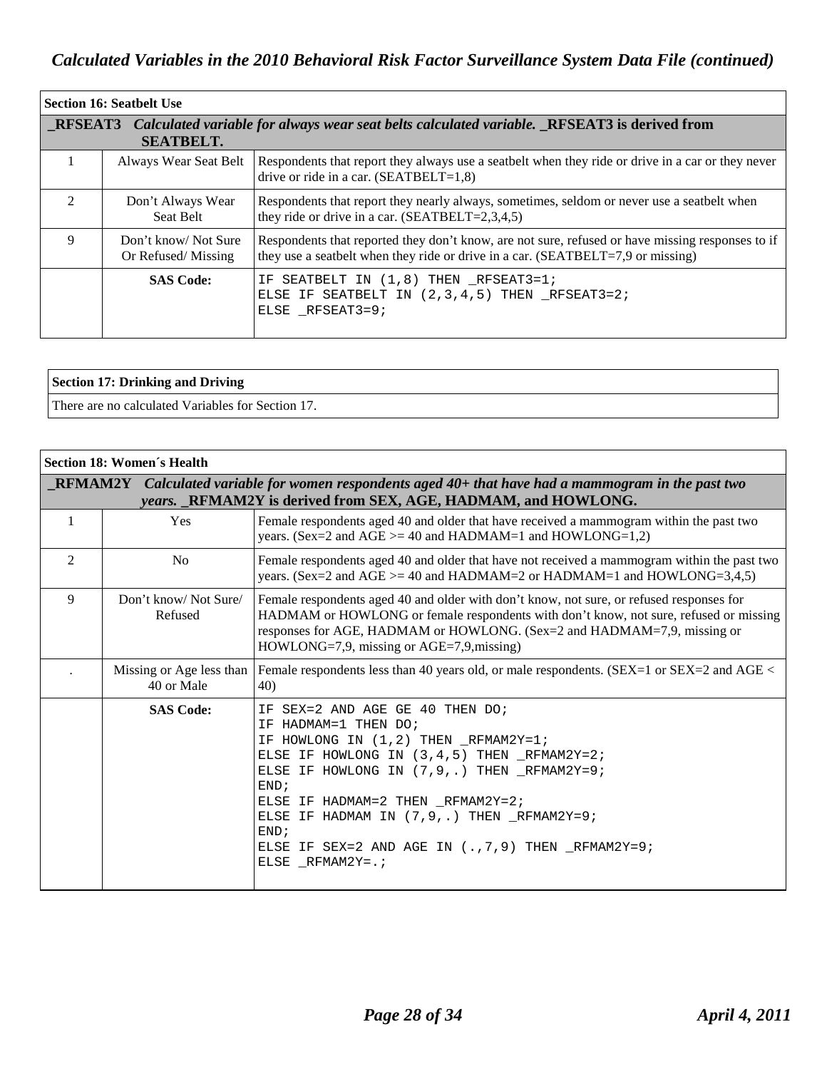## Calculated Variables in the 2010 Behavioral Risk Factor Surveillance System Data File (continued)

| Section 16: Seatbelt Use | | |
|---|---|---|
| **_RFSEAT3** *Calculated variable for always wear seat belts calculated variable.* **_RFSEAT3 is derived from SEATBELT.** | | |
| 1 | Always Wear Seat Belt | Respondents that report they always use a seatbelt when they ride or drive in a car or they never drive or ride in a car. (SEATBELT=1,8) |
| 2 | Don't Always Wear Seat Belt | Respondents that report they nearly always, sometimes, seldom or never use a seatbelt when they ride or drive in a car. (SEATBELT=2,3,4,5) |
| 9 | Don't know/ Not Sure Or Refused/ Missing | Respondents that reported they don't know, are not sure, refused or have missing responses to if they use a seatbelt when they ride or drive in a car. (SEATBELT=7,9 or missing) |
| | **SAS Code:** | `IF SEATBELT IN (1,8) THEN _RFSEAT3=1;`<br>`ELSE IF SEATBELT IN (2,3,4,5) THEN _RFSEAT3=2;`<br>`ELSE _RFSEAT3=9;` |

| Section 17: Drinking and Driving |
|---|
| There are no calculated Variables for Section 17. |

| Section 18: Women´s Health | | |
|---|---|---|
| **_RFMAM2Y** *Calculated variable for women respondents aged 40+ that have had a mammogram in the past two years.* **_RFMAM2Y is derived from SEX, AGE, HADMAM, and HOWLONG.** | | |
| 1 | Yes | Female respondents aged 40 and older that have received a mammogram within the past two years. (Sex=2 and AGE >= 40 and HADMAM=1 and HOWLONG=1,2) |
| 2 | No | Female respondents aged 40 and older that have not received a mammogram within the past two years. (Sex=2 and AGE >= 40 and HADMAM=2 or HADMAM=1 and HOWLONG=3,4,5) |
| 9 | Don't know/ Not Sure/ Refused | Female respondents aged 40 and older with don't know, not sure, or refused responses for HADMAM or HOWLONG or female respondents with don't know, not sure, refused or missing responses for AGE, HADMAM or HOWLONG. (Sex=2 and HADMAM=7,9, missing or HOWLONG=7,9, missing or AGE=7,9,missing) |
| . | Missing or Age less than 40 or Male | Female respondents less than 40 years old, or male respondents. (SEX=1 or SEX=2 and AGE < 40) |
| | **SAS Code:** | `IF SEX=2 AND AGE GE 40 THEN DO;`<br>`IF HADMAM=1 THEN DO;`<br>`IF HOWLONG IN (1,2) THEN _RFMAM2Y=1;`<br>`ELSE IF HOWLONG IN (3,4,5) THEN _RFMAM2Y=2;`<br>`ELSE IF HOWLONG IN (7,9,.) THEN _RFMAM2Y=9;`<br>`END;`<br>`ELSE IF HADMAM=2 THEN _RFMAM2Y=2;`<br>`ELSE IF HADMAM IN (7,9,.) THEN _RFMAM2Y=9;`<br>`END;`<br>`ELSE IF SEX=2 AND AGE IN (.,7,9) THEN _RFMAM2Y=9;`<br>`ELSE _RFMAM2Y=.;` |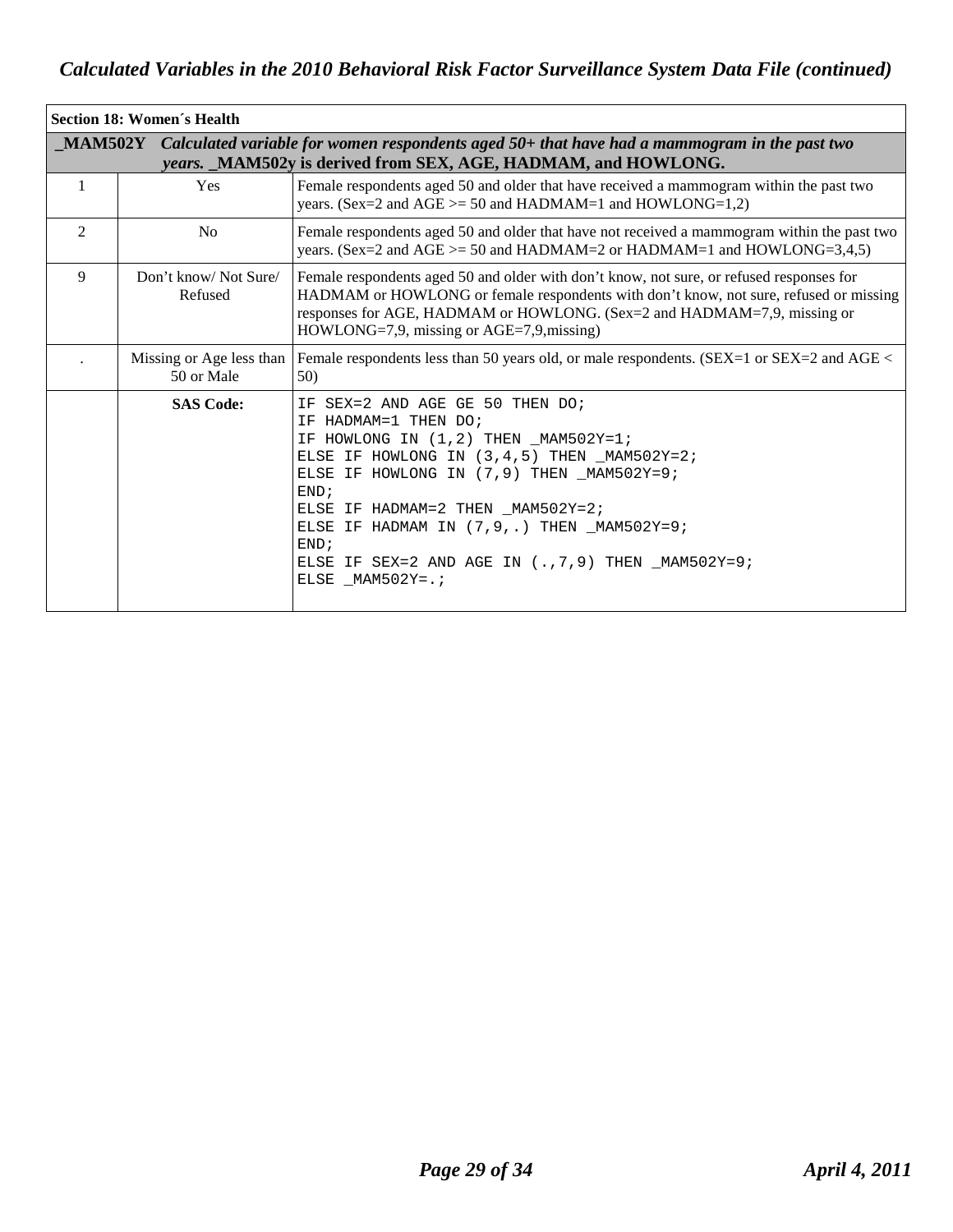## Section 18: Women´s Health

| **_MAM502Y** *Calculated variable for women respondents aged 50+ that have had a mammogram in the past two years.* **_MAM502y is derived from SEX, AGE, HADMAM, and HOWLONG.** | | |
|---|---|---|
| 1 | Yes | Female respondents aged 50 and older that have received a mammogram within the past two years. (Sex=2 and AGE >= 50 and HADMAM=1 and HOWLONG=1,2) |
| 2 | No | Female respondents aged 50 and older that have not received a mammogram within the past two years. (Sex=2 and AGE >= 50 and HADMAM=2 or HADMAM=1 and HOWLONG=3,4,5) |
| 9 | Don't know/ Not Sure/ Refused | Female respondents aged 50 and older with don't know, not sure, or refused responses for HADMAM or HOWLONG or female respondents with don't know, not sure, refused or missing responses for AGE, HADMAM or HOWLONG. (Sex=2 and HADMAM=7,9, missing or HOWLONG=7,9, missing or AGE=7,9,missing) |
| . | Missing or Age less than 50 or Male | Female respondents less than 50 years old, or male respondents. (SEX=1 or SEX=2 and AGE < 50) |
| | **SAS Code:** | IF SEX=2 AND AGE GE 50 THEN DO; IF HADMAM=1 THEN DO; IF HOWLONG IN (1,2) THEN _MAM502Y=1; ELSE IF HOWLONG IN (3,4,5) THEN _MAM502Y=2; ELSE IF HOWLONG IN (7,9) THEN _MAM502Y=9; END; ELSE IF HADMAM=2 THEN _MAM502Y=2; ELSE IF HADMAM IN (7,9,.) THEN _MAM502Y=9; END; ELSE IF SEX=2 AND AGE IN (.,7,9) THEN _MAM502Y=9; ELSE _MAM502Y=.; |

```
IF SEX=2 AND AGE GE 50 THEN DO;
IF HADMAM=1 THEN DO;
IF HOWLONG IN (1,2) THEN _MAM502Y=1;
ELSE IF HOWLONG IN (3,4,5) THEN _MAM502Y=2;
ELSE IF HOWLONG IN (7,9) THEN _MAM502Y=9;
END;
ELSE IF HADMAM=2 THEN _MAM502Y=2;
ELSE IF HADMAM IN (7,9,.) THEN _MAM502Y=9;
END;
ELSE IF SEX=2 AND AGE IN (.,7,9) THEN _MAM502Y=9;
ELSE _MAM502Y=.;
```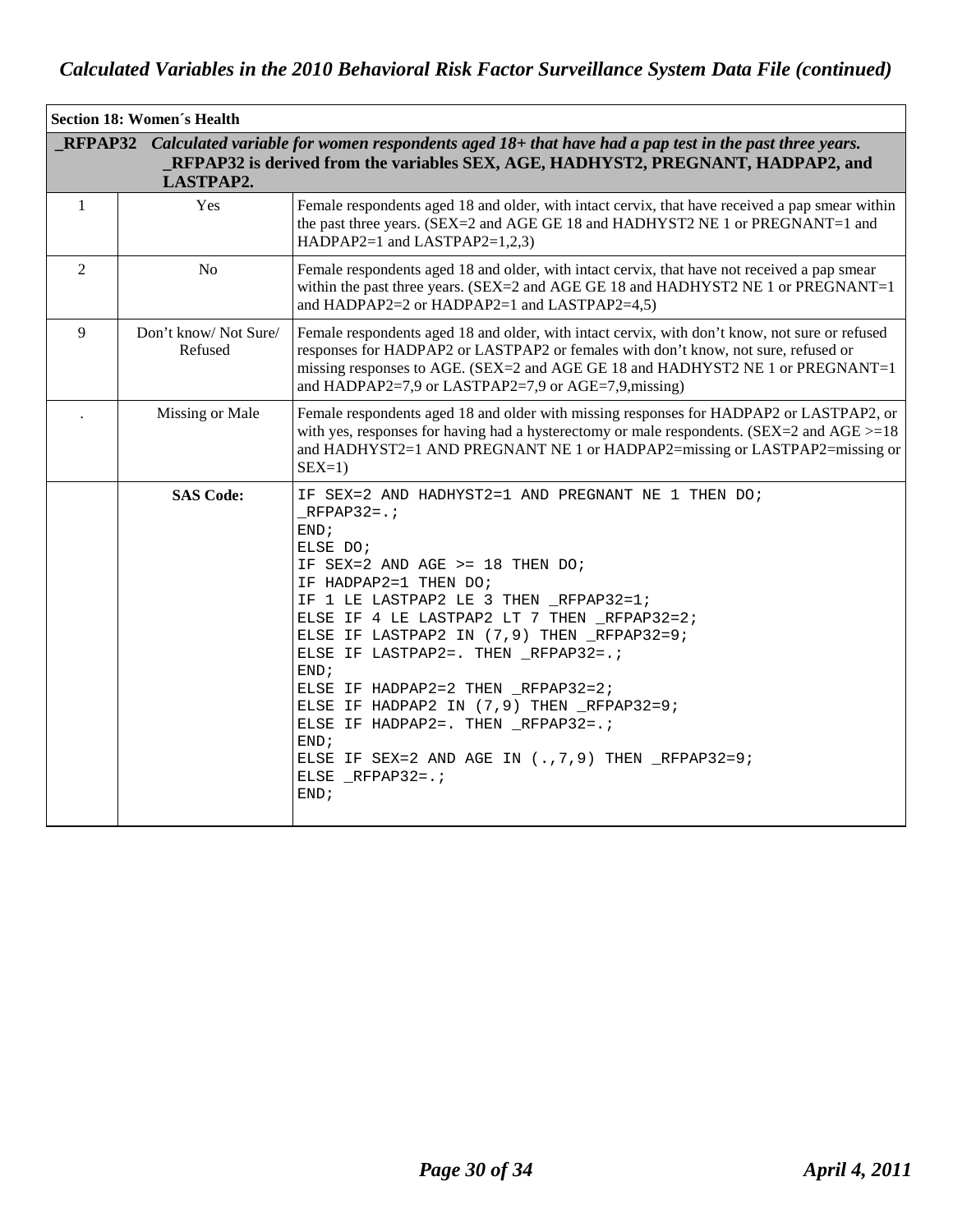# *Calculated Variables in the 2010 Behavioral Risk Factor Surveillance System Data File (continued)*

| **Section 18: Women´s Health** | | |
|---|---|---|
| **_RFPAP32** *Calculated variable for women respondents aged 18+ that have had a pap test in the past three years.* **_RFPAP32 is derived from the variables SEX, AGE, HADHYST2, PREGNANT, HADPAP2, and LASTPAP2.** | | |
| 1 | Yes | Female respondents aged 18 and older, with intact cervix, that have received a pap smear within the past three years. (SEX=2 and AGE GE 18 and HADHYST2 NE 1 or PREGNANT=1 and HADPAP2=1 and LASTPAP2=1,2,3) |
| 2 | No | Female respondents aged 18 and older, with intact cervix, that have not received a pap smear within the past three years. (SEX=2 and AGE GE 18 and HADHYST2 NE 1 or PREGNANT=1 and HADPAP2=2 or HADPAP2=1 and LASTPAP2=4,5) |
| 9 | Don't know/ Not Sure/ Refused | Female respondents aged 18 and older, with intact cervix, with don't know, not sure or refused responses for HADPAP2 or LASTPAP2 or females with don't know, not sure, refused or missing responses to AGE. (SEX=2 and AGE GE 18 and HADHYST2 NE 1 or PREGNANT=1 and HADPAP2=7,9 or LASTPAP2=7,9 or AGE=7,9,missing) |
| . | Missing or Male | Female respondents aged 18 and older with missing responses for HADPAP2 or LASTPAP2, or with yes, responses for having had a hysterectomy or male respondents. (SEX=2 and AGE >=18 and HADHYST2=1 AND PREGNANT NE 1 or HADPAP2=missing or LASTPAP2=missing or SEX=1) |
| | **SAS Code:** | See below |

```
IF SEX=2 AND HADHYST2=1 AND PREGNANT NE 1 THEN DO;
_RFPAP32=.;
END;
ELSE DO;
IF SEX=2 AND AGE >= 18 THEN DO;
IF HADPAP2=1 THEN DO;
IF 1 LE LASTPAP2 LE 3 THEN _RFPAP32=1;
ELSE IF 4 LE LASTPAP2 LT 7 THEN _RFPAP32=2;
ELSE IF LASTPAP2 IN (7,9) THEN _RFPAP32=9;
ELSE IF LASTPAP2=. THEN _RFPAP32=.;
END;
ELSE IF HADPAP2=2 THEN _RFPAP32=2;
ELSE IF HADPAP2 IN (7,9) THEN _RFPAP32=9;
ELSE IF HADPAP2=. THEN _RFPAP32=.;
END;
ELSE IF SEX=2 AND AGE IN (.,7,9) THEN _RFPAP32=9;
ELSE _RFPAP32=.;
END;
```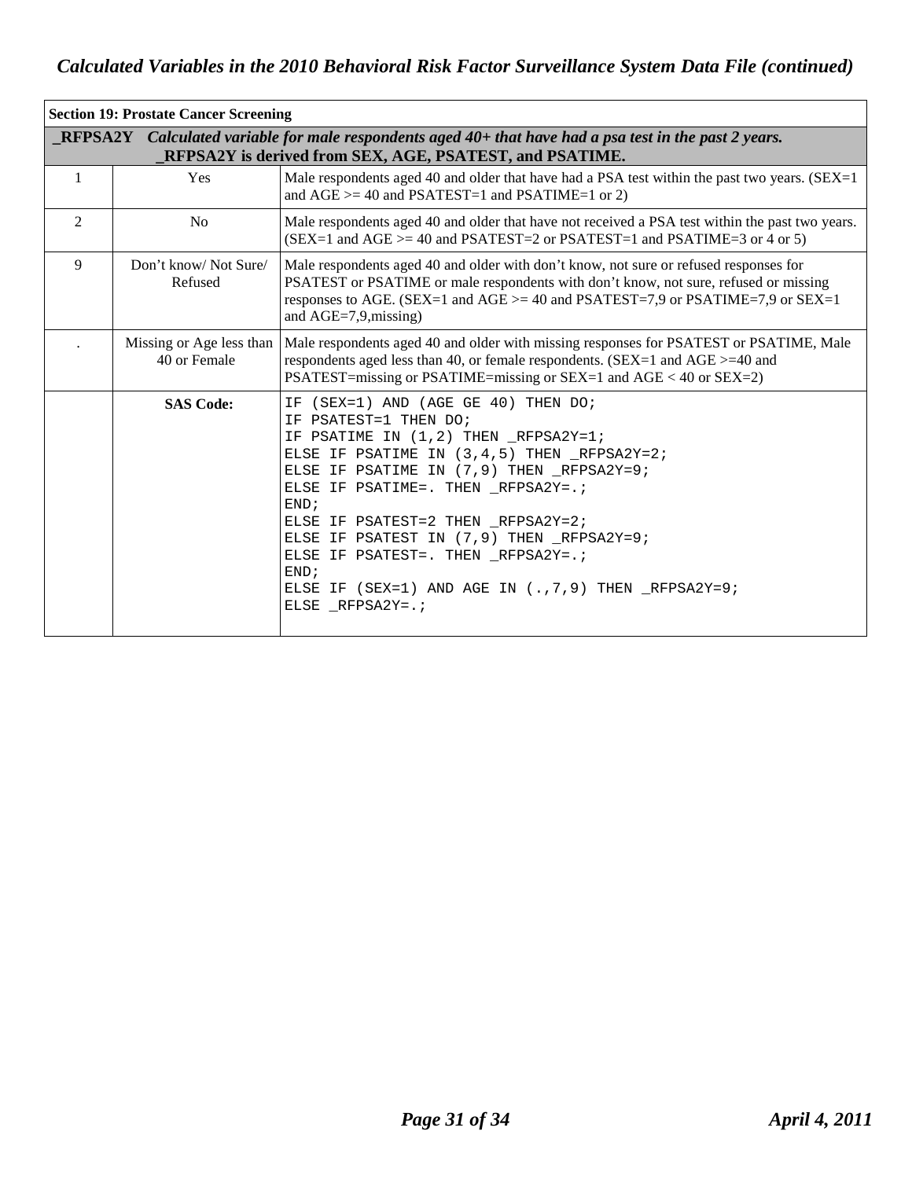## Section 19: Prostate Cancer Screening

| | | |
|---|---|---|
| **_RFPSA2Y** | ***Calculated variable for male respondents aged 40+ that have had a psa test in the past 2 years.*** **_RFPSA2Y is derived from SEX, AGE, PSATEST, and PSATIME.** | |
| 1 | Yes | Male respondents aged 40 and older that have had a PSA test within the past two years. (SEX=1 and AGE >= 40 and PSATEST=1 and PSATIME=1 or 2) |
| 2 | No | Male respondents aged 40 and older that have not received a PSA test within the past two years. (SEX=1 and AGE >= 40 and PSATEST=2 or PSATEST=1 and PSATIME=3 or 4 or 5) |
| 9 | Don't know/ Not Sure/ Refused | Male respondents aged 40 and older with don't know, not sure or refused responses for PSATEST or PSATIME or male respondents with don't know, not sure, refused or missing responses to AGE. (SEX=1 and AGE >= 40 and PSATEST=7,9 or PSATIME=7,9 or SEX=1 and AGE=7,9,missing) |
| . | Missing or Age less than 40 or Female | Male respondents aged 40 and older with missing responses for PSATEST or PSATIME, Male respondents aged less than 40, or female respondents. (SEX=1 and AGE >=40 and PSATEST=missing or PSATIME=missing or SEX=1 and AGE < 40 or SEX=2) |
| | **SAS Code:** | See code below |

```
IF (SEX=1) AND (AGE GE 40) THEN DO;
IF PSATEST=1 THEN DO;
IF PSATIME IN (1,2) THEN _RFPSA2Y=1;
ELSE IF PSATIME IN (3,4,5) THEN _RFPSA2Y=2;
ELSE IF PSATIME IN (7,9) THEN _RFPSA2Y=9;
ELSE IF PSATIME=. THEN _RFPSA2Y=.;
END;
ELSE IF PSATEST=2 THEN _RFPSA2Y=2;
ELSE IF PSATEST IN (7,9) THEN _RFPSA2Y=9;
ELSE IF PSATEST=. THEN _RFPSA2Y=.;
END;
ELSE IF (SEX=1) AND AGE IN (.,7,9) THEN _RFPSA2Y=9;
ELSE _RFPSA2Y=.;
```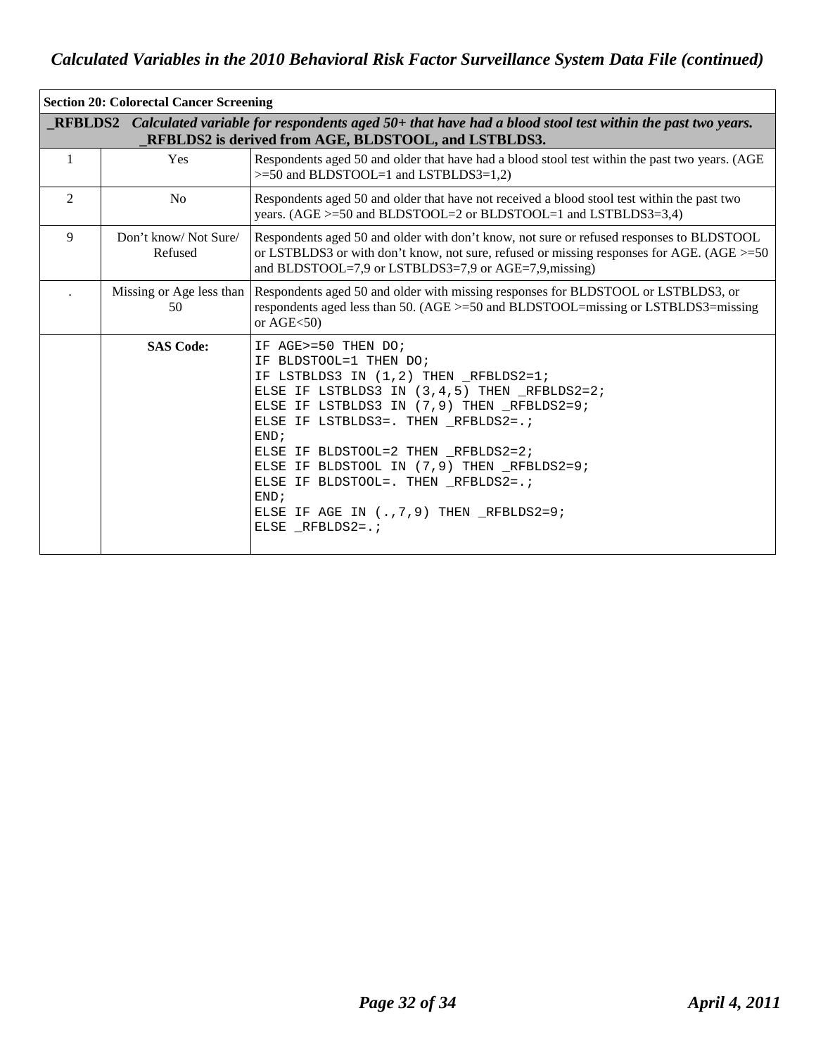## Calculated Variables in the 2010 Behavioral Risk Factor Surveillance System Data File (continued)

| Section 20: Colorectal Cancer Screening | | |
|---|---|---|
| **_RFBLDS2** *Calculated variable for respondents aged 50+ that have had a blood stool test within the past two years.* **_RFBLDS2 is derived from AGE, BLDSTOOL, and LSTBLDS3.** | | |
| 1 | Yes | Respondents aged 50 and older that have had a blood stool test within the past two years. (AGE >=50 and BLDSTOOL=1 and LSTBLDS3=1,2) |
| 2 | No | Respondents aged 50 and older that have not received a blood stool test within the past two years. (AGE >=50 and BLDSTOOL=2 or BLDSTOOL=1 and LSTBLDS3=3,4) |
| 9 | Don't know/ Not Sure/ Refused | Respondents aged 50 and older with don't know, not sure or refused responses to BLDSTOOL or LSTBLDS3 or with don't know, not sure, refused or missing responses for AGE. (AGE >=50 and BLDSTOOL=7,9 or LSTBLDS3=7,9 or AGE=7,9,missing) |
| . | Missing or Age less than 50 | Respondents aged 50 and older with missing responses for BLDSTOOL or LSTBLDS3, or respondents aged less than 50. (AGE >=50 and BLDSTOOL=missing or LSTBLDS3=missing or AGE<50) |
| | **SAS Code:** | See code below |

```
IF AGE>=50 THEN DO;
IF BLDSTOOL=1 THEN DO;
IF LSTBLDS3 IN (1,2) THEN _RFBLDS2=1;
ELSE IF LSTBLDS3 IN (3,4,5) THEN _RFBLDS2=2;
ELSE IF LSTBLDS3 IN (7,9) THEN _RFBLDS2=9;
ELSE IF LSTBLDS3=. THEN _RFBLDS2=.;
END;
ELSE IF BLDSTOOL=2 THEN _RFBLDS2=2;
ELSE IF BLDSTOOL IN (7,9) THEN _RFBLDS2=9;
ELSE IF BLDSTOOL=. THEN _RFBLDS2=.;
END;
ELSE IF AGE IN (.,7,9) THEN _RFBLDS2=9;
ELSE _RFBLDS2=.;
```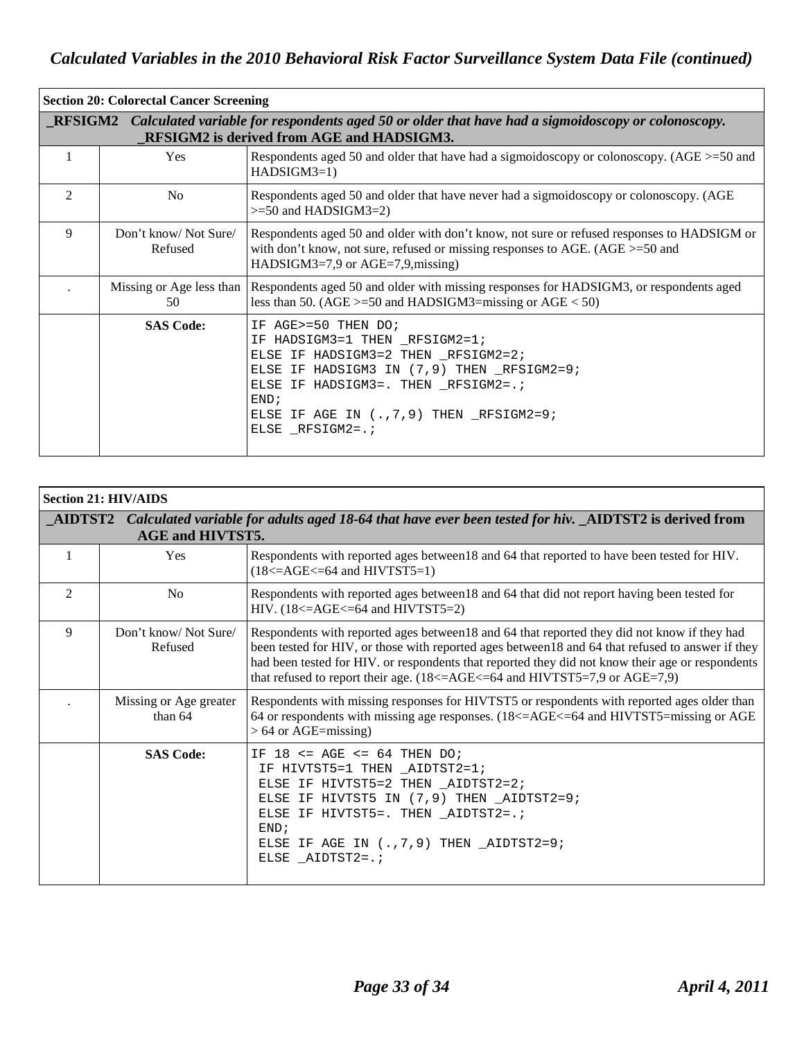## Section 20: Colorectal Cancer Screening

| **_RFSIGM2** | *Calculated variable for respondents aged 50 or older that have had a sigmoidoscopy or colonoscopy.* **_RFSIGM2 is derived from AGE and HADSIGM3.** | |
|---|---|---|
| 1 | Yes | Respondents aged 50 and older that have had a sigmoidoscopy or colonoscopy. (AGE >=50 and HADSIGM3=1) |
| 2 | No | Respondents aged 50 and older that have never had a sigmoidoscopy or colonoscopy. (AGE >=50 and HADSIGM3=2) |
| 9 | Don't know/ Not Sure/ Refused | Respondents aged 50 and older with don't know, not sure or refused responses to HADSIGM or with don't know, not sure, refused or missing responses to AGE. (AGE >=50 and HADSIGM3=7,9 or AGE=7,9,missing) |
| . | Missing or Age less than 50 | Respondents aged 50 and older with missing responses for HADSIGM3, or respondents aged less than 50. (AGE >=50 and HADSIGM3=missing or AGE < 50) |
| | **SAS Code:** | IF AGE>=50 THEN DO;<br>IF HADSIGM3=1 THEN _RFSIGM2=1;<br>ELSE IF HADSIGM3=2 THEN _RFSIGM2=2;<br>ELSE IF HADSIGM3 IN (7,9) THEN _RFSIGM2=9;<br>ELSE IF HADSIGM3=. THEN _RFSIGM2=.;<br>END;<br>ELSE IF AGE IN (.,7,9) THEN _RFSIGM2=9;<br>ELSE _RFSIGM2=.; |

## Section 21: HIV/AIDS

| **_AIDTST2** | *Calculated variable for adults aged 18-64 that have ever been tested for hiv.* **_AIDTST2 is derived from AGE and HIVTST5.** | |
|---|---|---|
| 1 | Yes | Respondents with reported ages between18 and 64 that reported to have been tested for HIV. (18<=AGE<=64 and HIVTST5=1) |
| 2 | No | Respondents with reported ages between18 and 64 that did not report having been tested for HIV. (18<=AGE<=64 and HIVTST5=2) |
| 9 | Don't know/ Not Sure/ Refused | Respondents with reported ages between18 and 64 that reported they did not know if they had been tested for HIV, or those with reported ages between18 and 64 that refused to answer if they had been tested for HIV. or respondents that reported they did not know their age or respondents that refused to report their age. (18<=AGE<=64 and HIVTST5=7,9 or AGE=7,9) |
| . | Missing or Age greater than 64 | Respondents with missing responses for HIVTST5 or respondents with reported ages older than 64 or respondents with missing age responses. (18<=AGE<=64 and HIVTST5=missing or AGE > 64 or AGE=missing) |
| | **SAS Code:** | IF 18 <= AGE <= 64 THEN DO;<br>IF HIVTST5=1 THEN _AIDTST2=1;<br>ELSE IF HIVTST5=2 THEN _AIDTST2=2;<br>ELSE IF HIVTST5 IN (7,9) THEN _AIDTST2=9;<br>ELSE IF HIVTST5=. THEN _AIDTST2=.;<br>END;<br>ELSE IF AGE IN (.,7,9) THEN _AIDTST2=9;<br>ELSE _AIDTST2=.; |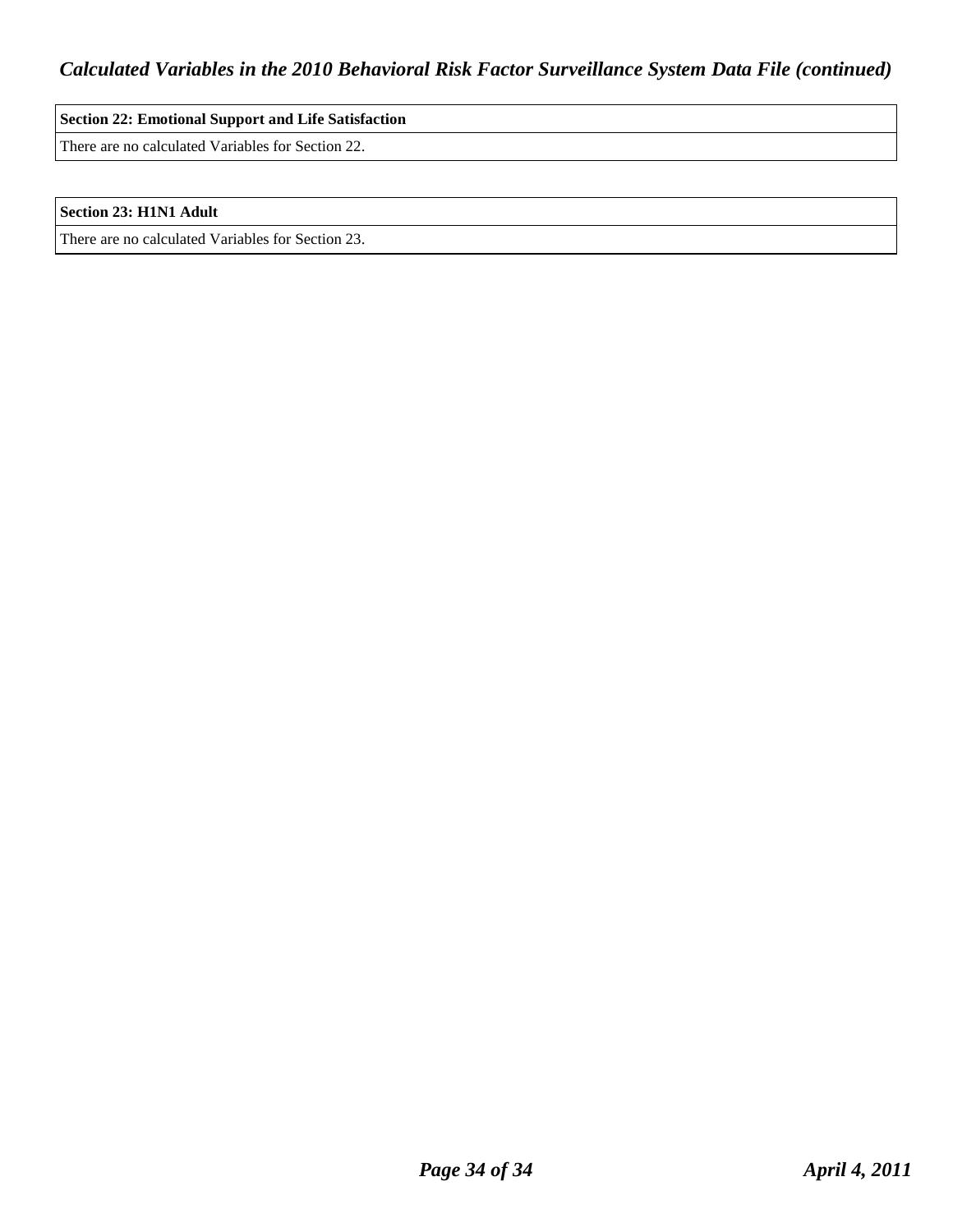| Section 22: Emotional Support and Life Satisfaction |
| --- |
| There are no calculated Variables for Section 22. |

| Section 23: H1N1 Adult |
| --- |
| There are no calculated Variables for Section 23. |